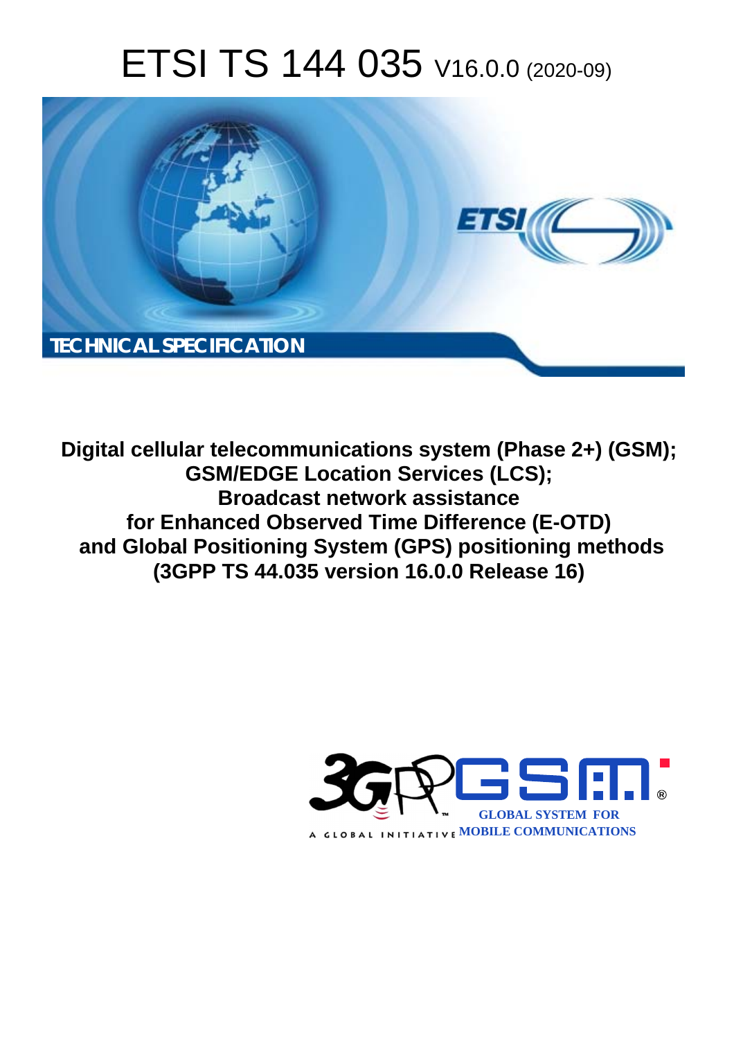# ETSI TS 144 035 V16.0.0 (2020-09)

TECHNICAL SPECIFICATION

**Digital cellular telecommunications system (Phase 2+) (GSM); GSM/EDGE Location Services (LCS); Broadcast network assistance for Enhanced Observed Time Difference (E-OTD) and Global Positioning System (GPS) positioning methods (3GPP TS 44.035 version 16.0.0 Release 16)**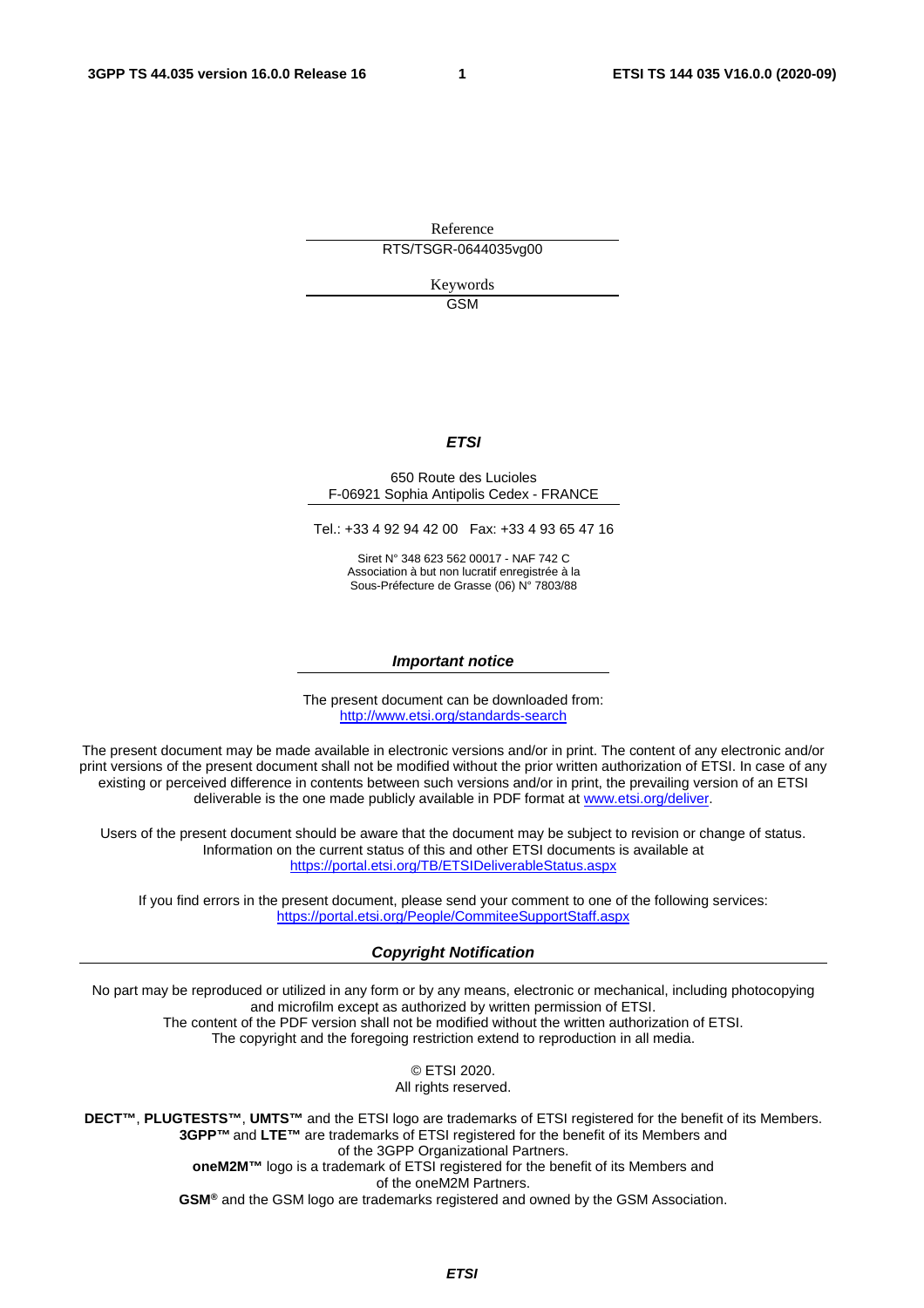Reference

RTS/TSGR-0644035vg00

Keywords

GSM

***ETSI***

650 Route des Lucioles
F-06921 Sophia Antipolis Cedex - FRANCE

Tel.: +33 4 92 94 42 00   Fax: +33 4 93 65 47 16

Siret N° 348 623 562 00017 - NAF 742 C
Association à but non lucratif enregistrée à la
Sous-Préfecture de Grasse (06) N° 7803/88

***Important notice***

The present document can be downloaded from:
http://www.etsi.org/standards-search

The present document may be made available in electronic versions and/or in print. The content of any electronic and/or print versions of the present document shall not be modified without the prior written authorization of ETSI. In case of any existing or perceived difference in contents between such versions and/or in print, the prevailing version of an ETSI deliverable is the one made publicly available in PDF format at www.etsi.org/deliver.

Users of the present document should be aware that the document may be subject to revision or change of status. Information on the current status of this and other ETSI documents is available at https://portal.etsi.org/TB/ETSIDeliverableStatus.aspx

If you find errors in the present document, please send your comment to one of the following services:
https://portal.etsi.org/People/CommiteeSupportStaff.aspx

***Copyright Notification***

No part may be reproduced or utilized in any form or by any means, electronic or mechanical, including photocopying and microfilm except as authorized by written permission of ETSI.
The content of the PDF version shall not be modified without the written authorization of ETSI.
The copyright and the foregoing restriction extend to reproduction in all media.

© ETSI 2020.
All rights reserved.

**DECT™**, **PLUGTESTS™**, **UMTS™** and the ETSI logo are trademarks of ETSI registered for the benefit of its Members.
**3GPP™** and **LTE™** are trademarks of ETSI registered for the benefit of its Members and of the 3GPP Organizational Partners.
**oneM2M™** logo is a trademark of ETSI registered for the benefit of its Members and of the oneM2M Partners.
**GSM®** and the GSM logo are trademarks registered and owned by the GSM Association.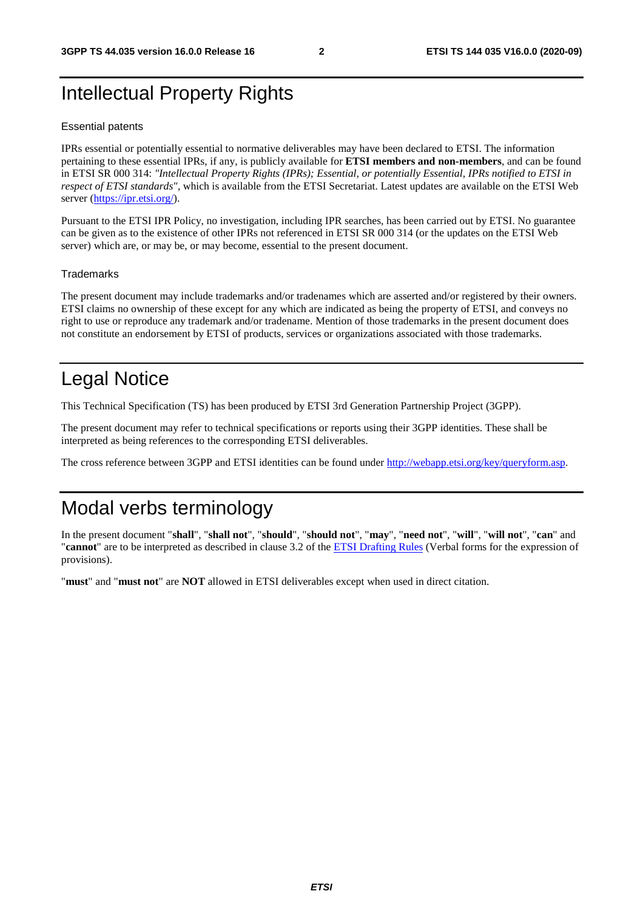# Intellectual Property Rights

Essential patents

IPRs essential or potentially essential to normative deliverables may have been declared to ETSI. The information pertaining to these essential IPRs, if any, is publicly available for **ETSI members and non-members**, and can be found in ETSI SR 000 314: *"Intellectual Property Rights (IPRs); Essential, or potentially Essential, IPRs notified to ETSI in respect of ETSI standards"*, which is available from the ETSI Secretariat. Latest updates are available on the ETSI Web server (https://ipr.etsi.org/).

Pursuant to the ETSI IPR Policy, no investigation, including IPR searches, has been carried out by ETSI. No guarantee can be given as to the existence of other IPRs not referenced in ETSI SR 000 314 (or the updates on the ETSI Web server) which are, or may be, or may become, essential to the present document.

Trademarks

The present document may include trademarks and/or tradenames which are asserted and/or registered by their owners. ETSI claims no ownership of these except for any which are indicated as being the property of ETSI, and conveys no right to use or reproduce any trademark and/or tradename. Mention of those trademarks in the present document does not constitute an endorsement by ETSI of products, services or organizations associated with those trademarks.

# Legal Notice

This Technical Specification (TS) has been produced by ETSI 3rd Generation Partnership Project (3GPP).

The present document may refer to technical specifications or reports using their 3GPP identities. These shall be interpreted as being references to the corresponding ETSI deliverables.

The cross reference between 3GPP and ETSI identities can be found under http://webapp.etsi.org/key/queryform.asp.

# Modal verbs terminology

In the present document "**shall**", "**shall not**", "**should**", "**should not**", "**may**", "**need not**", "**will**", "**will not**", "**can**" and "**cannot**" are to be interpreted as described in clause 3.2 of the ETSI Drafting Rules (Verbal forms for the expression of provisions).

"**must**" and "**must not**" are **NOT** allowed in ETSI deliverables except when used in direct citation.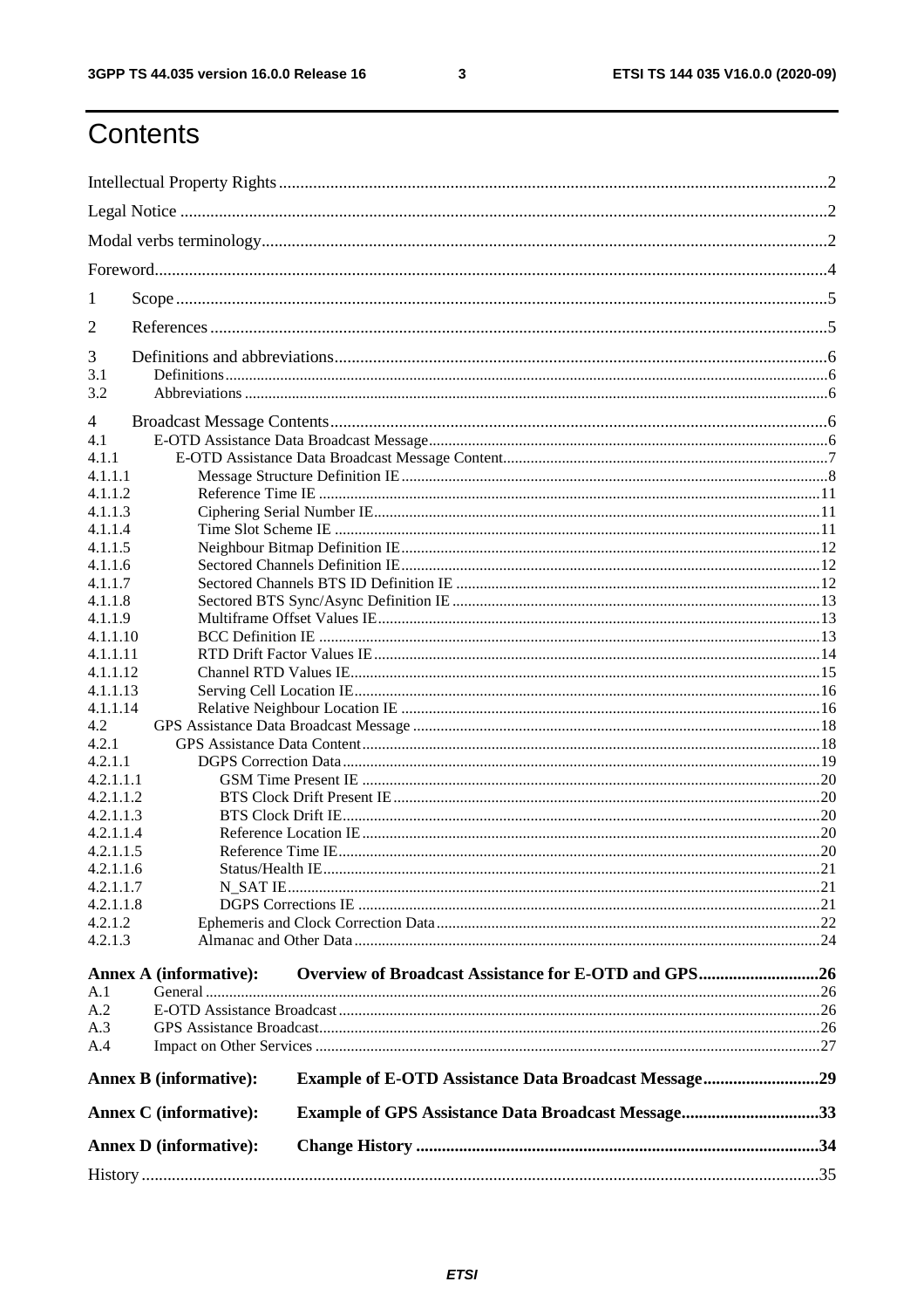# Contents

Intellectual Property Rights ....................................................................................................................................2

Legal Notice ..............................................................................................................................................2

Modal verbs terminology...........................................................................................................................2

Foreword....................................................................................................................................................4

1 Scope ......................................................................................................................................................5

2 References ..............................................................................................................................................5

3 Definitions and abbreviations..................................................................................................................6
- 3.1 Definitions ............................................................................................................................................6
- 3.2 Abbreviations .......................................................................................................................................6

4 Broadcast Message Contents ..................................................................................................................6
- 4.1 E-OTD Assistance Data Broadcast Message ........................................................................................6
- 4.1.1 E-OTD Assistance Data Broadcast Message Content........................................................................7
- 4.1.1.1 Message Structure Definition IE ...................................................................................................8
- 4.1.1.2 Reference Time IE .......................................................................................................................11
- 4.1.1.3 Ciphering Serial Number IE.........................................................................................................11
- 4.1.1.4 Time Slot Scheme IE ...................................................................................................................11
- 4.1.1.5 Neighbour Bitmap Definition IE...................................................................................................12
- 4.1.1.6 Sectored Channels Definition IE...................................................................................................12
- 4.1.1.7 Sectored Channels BTS ID Definition IE .....................................................................................12
- 4.1.1.8 Sectored BTS Sync/Async Definition IE ......................................................................................13
- 4.1.1.9 Multiframe Offset Values IE.........................................................................................................13
- 4.1.1.10 BCC Definition IE .......................................................................................................................13
- 4.1.1.11 RTD Drift Factor Values IE..........................................................................................................14
- 4.1.1.12 Channel RTD Values IE................................................................................................................15
- 4.1.1.13 Serving Cell Location IE..............................................................................................................16
- 4.1.1.14 Relative Neighbour Location IE ...................................................................................................16
- 4.2 GPS Assistance Data Broadcast Message ..........................................................................................18
- 4.2.1 GPS Assistance Data Content...........................................................................................................18
- 4.2.1.1 DGPS Correction Data..................................................................................................................19
- 4.2.1.1.1 GSM Time Present IE ...............................................................................................................20
- 4.2.1.1.2 BTS Clock Drift Present IE.......................................................................................................20
- 4.2.1.1.3 BTS Clock Drift IE....................................................................................................................20
- 4.2.1.1.4 Reference Location IE ...............................................................................................................20
- 4.2.1.1.5 Reference Time IE.....................................................................................................................20
- 4.2.1.1.6 Status/Health IE.........................................................................................................................21
- 4.2.1.1.7 N_SAT IE..................................................................................................................................21
- 4.2.1.1.8 DGPS Corrections IE ................................................................................................................21
- 4.2.1.2 Ephemeris and Clock Correction Data...........................................................................................22
- 4.2.1.3 Almanac and Other Data...............................................................................................................24

**Annex A (informative): Overview of Broadcast Assistance for E-OTD and GPS............................26**
- A.1 General .................................................................................................................................................26
- A.2 E-OTD Assistance Broadcast ...............................................................................................................26
- A.3 GPS Assistance Broadcast.....................................................................................................................26
- A.4 Impact on Other Services .....................................................................................................................27

**Annex B (informative): Example of E-OTD Assistance Data Broadcast Message...........................29**

**Annex C (informative): Example of GPS Assistance Data Broadcast Message................................33**

**Annex D (informative): Change History ............................................................................................34**

History .....................................................................................................................................................35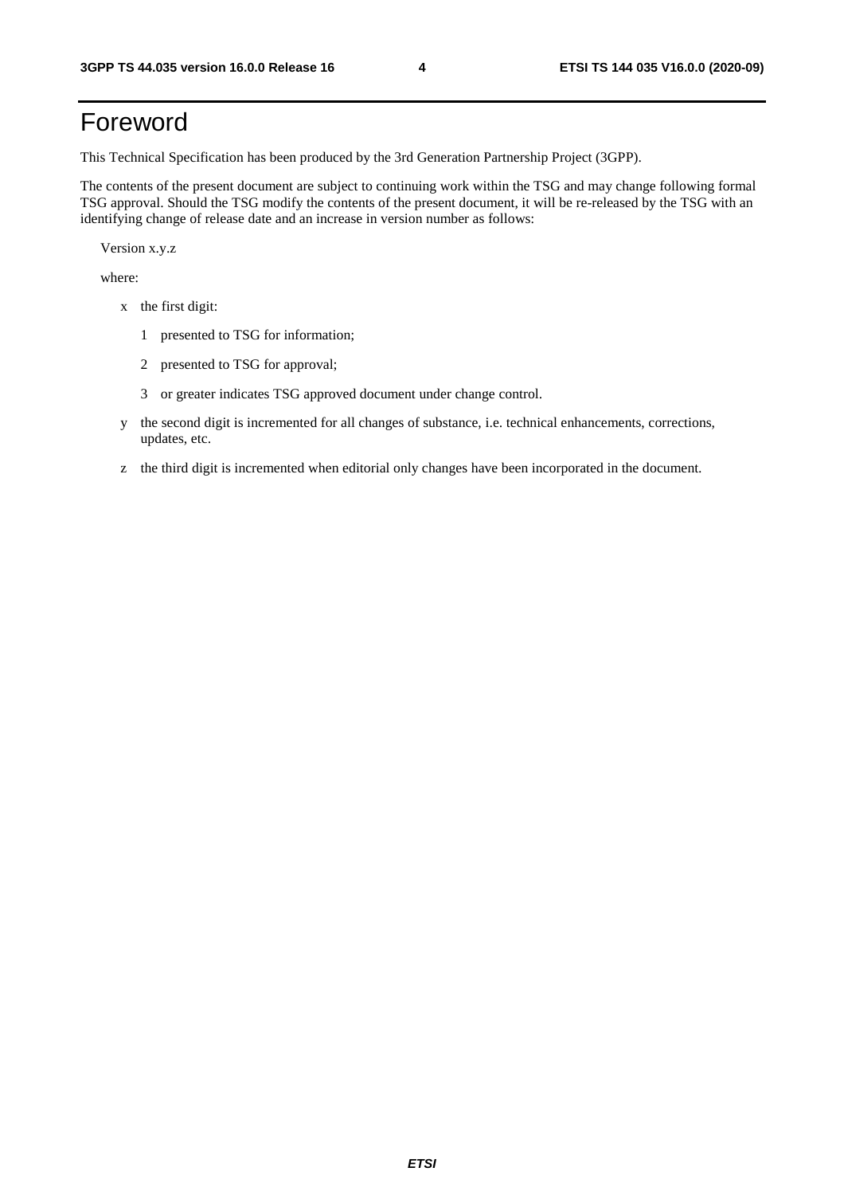# Foreword

This Technical Specification has been produced by the 3rd Generation Partnership Project (3GPP).

The contents of the present document are subject to continuing work within the TSG and may change following formal TSG approval. Should the TSG modify the contents of the present document, it will be re-released by the TSG with an identifying change of release date and an increase in version number as follows:

Version x.y.z

where:

- x the first digit:
  - 1 presented to TSG for information;
  - 2 presented to TSG for approval;
  - 3 or greater indicates TSG approved document under change control.
- y the second digit is incremented for all changes of substance, i.e. technical enhancements, corrections, updates, etc.
- z the third digit is incremented when editorial only changes have been incorporated in the document.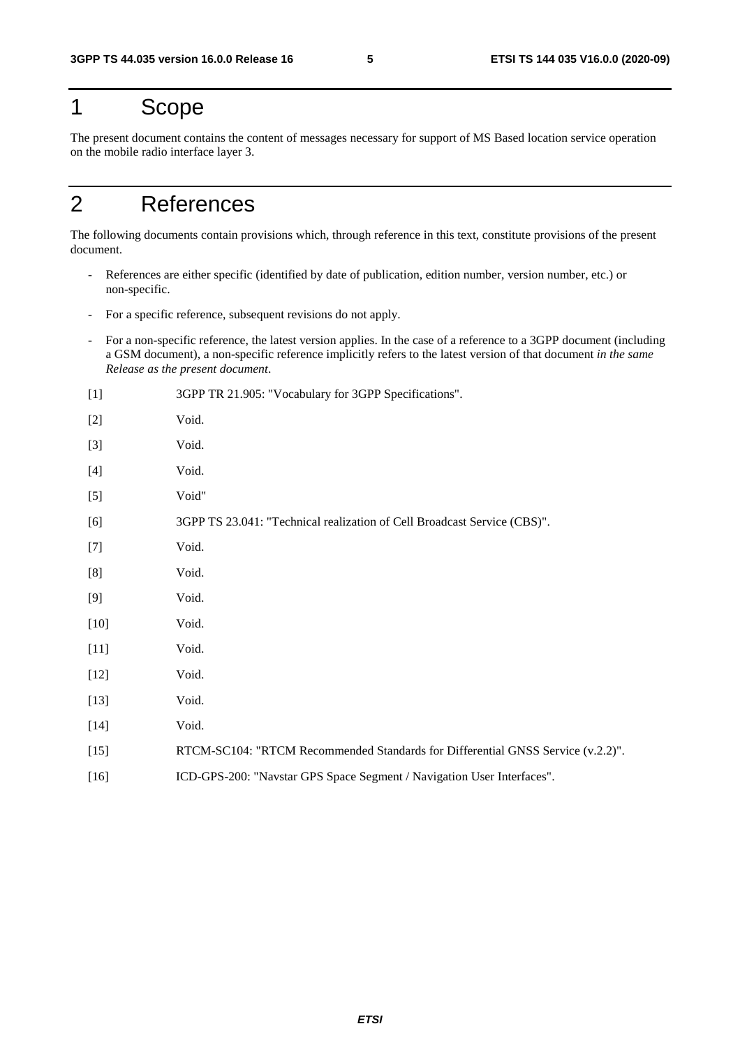# 1 Scope

The present document contains the content of messages necessary for support of MS Based location service operation on the mobile radio interface layer 3.

# 2 References

The following documents contain provisions which, through reference in this text, constitute provisions of the present document.

- References are either specific (identified by date of publication, edition number, version number, etc.) or non-specific.
- For a specific reference, subsequent revisions do not apply.
- For a non-specific reference, the latest version applies. In the case of a reference to a 3GPP document (including a GSM document), a non-specific reference implicitly refers to the latest version of that document *in the same Release as the present document*.

[1] 3GPP TR 21.905: "Vocabulary for 3GPP Specifications".

[2] Void.

[3] Void.

[4] Void.

[5] Void"

[6] 3GPP TS 23.041: "Technical realization of Cell Broadcast Service (CBS)".

[7] Void.

[8] Void.

[9] Void.

[10] Void.

[11] Void.

[12] Void.

[13] Void.

[14] Void.

[15] RTCM-SC104: "RTCM Recommended Standards for Differential GNSS Service (v.2.2)".

[16] ICD-GPS-200: "Navstar GPS Space Segment / Navigation User Interfaces".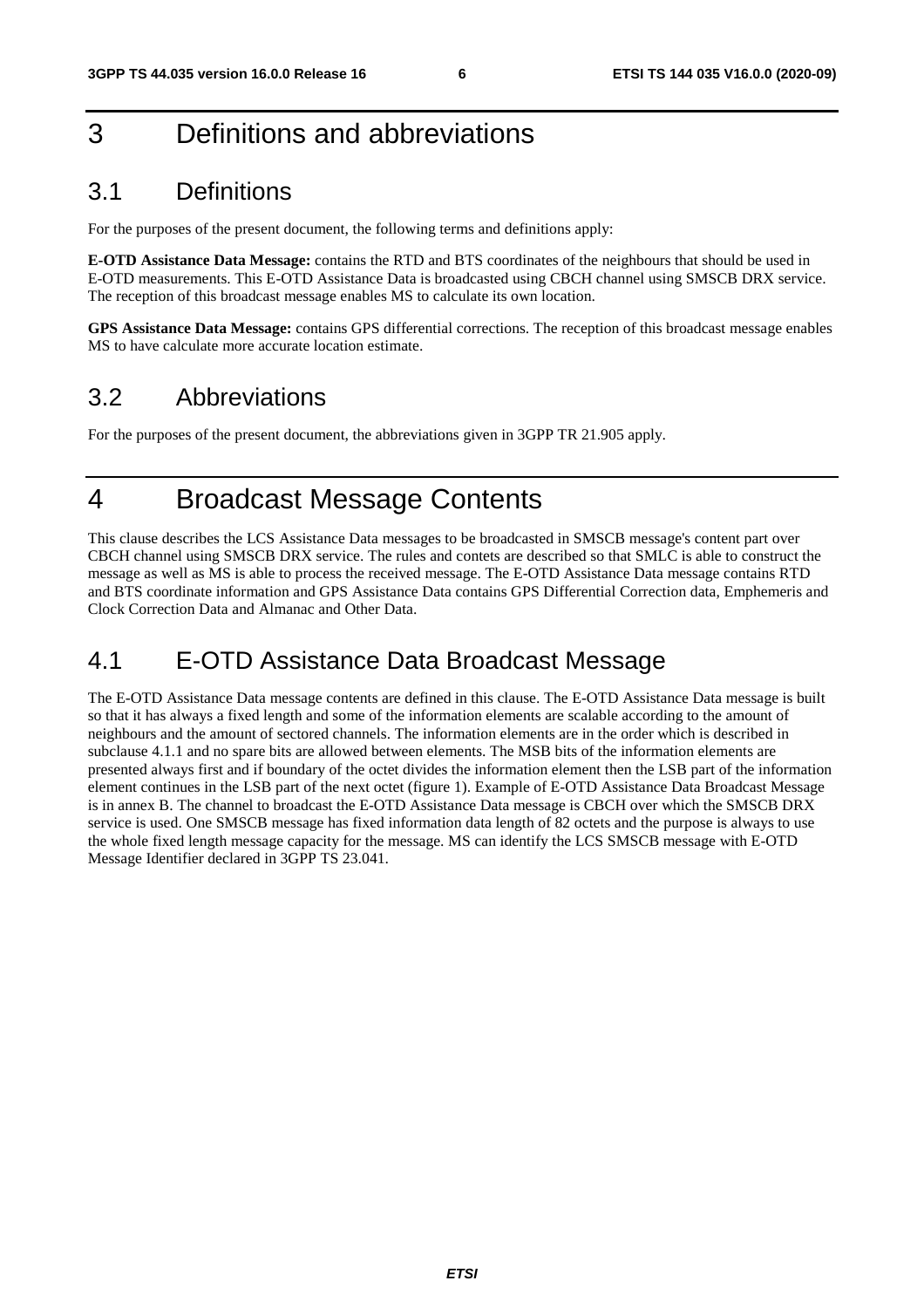# 3 Definitions and abbreviations

## 3.1 Definitions

For the purposes of the present document, the following terms and definitions apply:

**E-OTD Assistance Data Message:** contains the RTD and BTS coordinates of the neighbours that should be used in E-OTD measurements. This E-OTD Assistance Data is broadcasted using CBCH channel using SMSCB DRX service. The reception of this broadcast message enables MS to calculate its own location.

**GPS Assistance Data Message:** contains GPS differential corrections. The reception of this broadcast message enables MS to have calculate more accurate location estimate.

## 3.2 Abbreviations

For the purposes of the present document, the abbreviations given in 3GPP TR 21.905 apply.

# 4 Broadcast Message Contents

This clause describes the LCS Assistance Data messages to be broadcasted in SMSCB message's content part over CBCH channel using SMSCB DRX service. The rules and contets are described so that SMLC is able to construct the message as well as MS is able to process the received message. The E-OTD Assistance Data message contains RTD and BTS coordinate information and GPS Assistance Data contains GPS Differential Correction data, Emphemeris and Clock Correction Data and Almanac and Other Data.

## 4.1 E-OTD Assistance Data Broadcast Message

The E-OTD Assistance Data message contents are defined in this clause. The E-OTD Assistance Data message is built so that it has always a fixed length and some of the information elements are scalable according to the amount of neighbours and the amount of sectored channels. The information elements are in the order which is described in subclause 4.1.1 and no spare bits are allowed between elements. The MSB bits of the information elements are presented always first and if boundary of the octet divides the information element then the LSB part of the information element continues in the LSB part of the next octet (figure 1). Example of E-OTD Assistance Data Broadcast Message is in annex B. The channel to broadcast the E-OTD Assistance Data message is CBCH over which the SMSCB DRX service is used. One SMSCB message has fixed information data length of 82 octets and the purpose is always to use the whole fixed length message capacity for the message. MS can identify the LCS SMSCB message with E-OTD Message Identifier declared in 3GPP TS 23.041.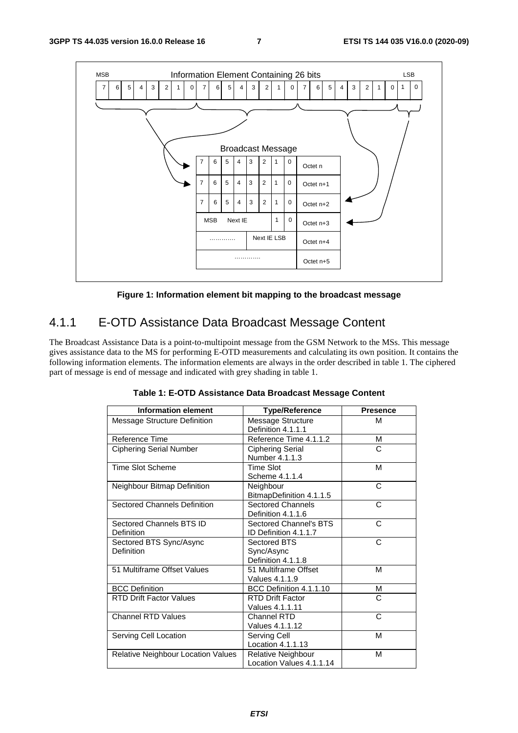**Figure 1: Information element bit mapping to the broadcast message**

### 4.1.1 E-OTD Assistance Data Broadcast Message Content

The Broadcast Assistance Data is a point-to-multipoint message from the GSM Network to the MSs. This message gives assistance data to the MS for performing E-OTD measurements and calculating its own position. It contains the following information elements. The information elements are always in the order described in table 1. The ciphered part of message is end of message and indicated with grey shading in table 1.

**Table 1: E-OTD Assistance Data Broadcast Message Content**

| Information element | Type/Reference | Presence |
|---|---|---|
| Message Structure Definition | Message Structure Definition 4.1.1.1 | M |
| Reference Time | Reference Time 4.1.1.2 | M |
| Ciphering Serial Number | Ciphering Serial Number 4.1.1.3 | C |
| Time Slot Scheme | Time Slot Scheme 4.1.1.4 | M |
| Neighbour Bitmap Definition | Neighbour BitmapDefinition 4.1.1.5 | C |
| Sectored Channels Definition | Sectored Channels Definition 4.1.1.6 | C |
| Sectored Channels BTS ID Definition | Sectored Channel's BTS ID Definition 4.1.1.7 | C |
| Sectored BTS Sync/Async Definition | Sectored BTS Sync/Async Definition 4.1.1.8 | C |
| 51 Multiframe Offset Values | 51 Multiframe Offset Values 4.1.1.9 | M |
| BCC Definition | BCC Definition 4.1.1.10 | M |
| RTD Drift Factor Values | RTD Drift Factor Values 4.1.1.11 | C |
| Channel RTD Values | Channel RTD Values 4.1.1.12 | C |
| Serving Cell Location | Serving Cell Location 4.1.1.13 | M |
| Relative Neighbour Location Values | Relative Neighbour Location Values 4.1.1.14 | M |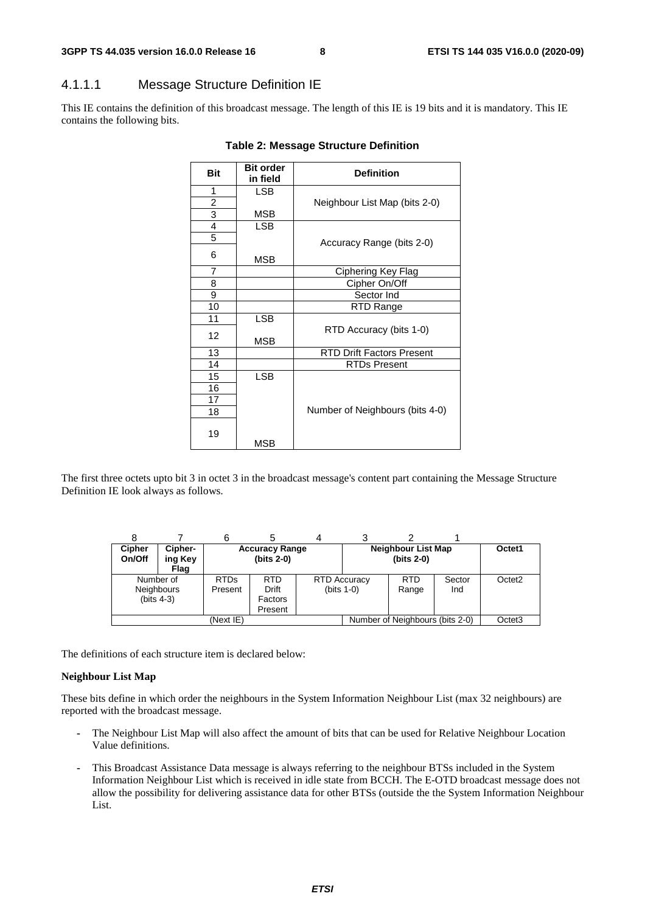### 4.1.1.1 Message Structure Definition IE

This IE contains the definition of this broadcast message. The length of this IE is 19 bits and it is mandatory. This IE contains the following bits.

**Table 2: Message Structure Definition**

| Bit | Bit order in field | Definition |
|---|---|---|
| 1 | LSB | Neighbour List Map (bits 2-0) |
| 2 | | |
| 3 | MSB | |
| 4 | LSB | Accuracy Range (bits 2-0) |
| 5 | | |
| 6 | MSB | |
| 7 | | Ciphering Key Flag |
| 8 | | Cipher On/Off |
| 9 | | Sector Ind |
| 10 | | RTD Range |
| 11 | LSB | RTD Accuracy (bits 1-0) |
| 12 | MSB | |
| 13 | | RTD Drift Factors Present |
| 14 | | RTDs Present |
| 15 | LSB | Number of Neighbours (bits 4-0) |
| 16 | | |
| 17 | | |
| 18 | | |
| 19 | MSB | |

The first three octets upto bit 3 in octet 3 in the broadcast message's content part containing the Message Structure Definition IE look always as follows.

| 8 | 7 | 6 | 5 | 4 | 3 | 2 | 1 | |
|---|---|---|---|---|---|---|---|---|
| **Cipher On/Off** | **Ciphering Key Flag** | **Accuracy Range (bits 2-0)** | | | **Neighbour List Map (bits 2-0)** | | | Octet1 |
| Number of Neighbours (bits 4-3) | | RTDs Present | RTD Drift Factors Present | RTD Accuracy (bits 1-0) | | RTD Range | Sector Ind | Octet2 |
| (Next IE) | | | | | Number of Neighbours (bits 2-0) | | | Octet3 |

The definitions of each structure item is declared below:

**Neighbour List Map**

These bits define in which order the neighbours in the System Information Neighbour List (max 32 neighbours) are reported with the broadcast message.

- The Neighbour List Map will also affect the amount of bits that can be used for Relative Neighbour Location Value definitions.
- This Broadcast Assistance Data message is always referring to the neighbour BTSs included in the System Information Neighbour List which is received in idle state from BCCH. The E-OTD broadcast message does not allow the possibility for delivering assistance data for other BTSs (outside the the System Information Neighbour List.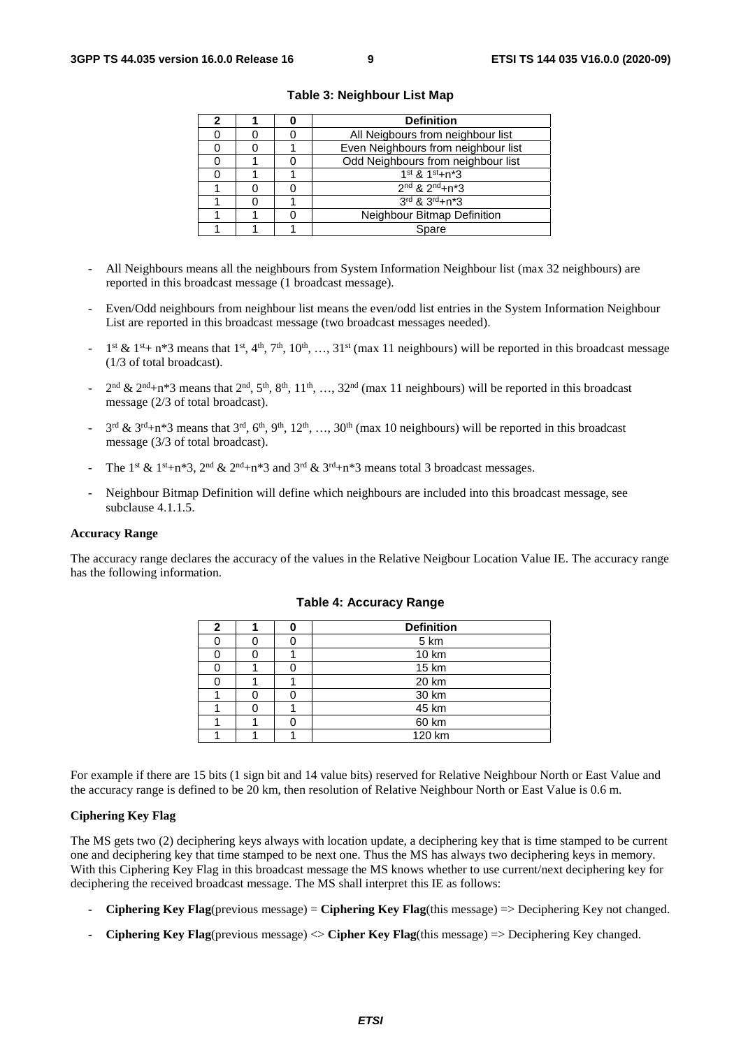**Table 3: Neighbour List Map**

| 2 | 1 | 0 | Definition |
|---|---|---|---|
| 0 | 0 | 0 | All Neigbours from neighbour list |
| 0 | 0 | 1 | Even Neighbours from neighbour list |
| 0 | 1 | 0 | Odd Neighbours from neighbour list |
| 0 | 1 | 1 | 1st & 1st+n*3 |
| 1 | 0 | 0 | 2nd & 2nd+n*3 |
| 1 | 0 | 1 | 3rd & 3rd+n*3 |
| 1 | 1 | 0 | Neighbour Bitmap Definition |
| 1 | 1 | 1 | Spare |

- All Neighbours means all the neighbours from System Information Neighbour list (max 32 neighbours) are reported in this broadcast message (1 broadcast message).
- Even/Odd neighbours from neighbour list means the even/odd list entries in the System Information Neighbour List are reported in this broadcast message (two broadcast messages needed).
- 1st & 1st+ n*3 means that 1st, 4th, 7th, 10th, …, 31st (max 11 neighbours) will be reported in this broadcast message (1/3 of total broadcast).
- 2nd & 2nd+n*3 means that 2nd, 5th, 8th, 11th, …, 32nd (max 11 neighbours) will be reported in this broadcast message (2/3 of total broadcast).
- 3rd & 3rd+n*3 means that 3rd, 6th, 9th, 12th, …, 30th (max 10 neighbours) will be reported in this broadcast message (3/3 of total broadcast).
- The 1st & 1st+n*3, 2nd & 2nd+n*3 and 3rd & 3rd+n*3 means total 3 broadcast messages.
- Neighbour Bitmap Definition will define which neighbours are included into this broadcast message, see subclause 4.1.1.5.

**Accuracy Range**

The accuracy range declares the accuracy of the values in the Relative Neigbour Location Value IE. The accuracy range has the following information.

**Table 4: Accuracy Range**

| 2 | 1 | 0 | Definition |
|---|---|---|---|
| 0 | 0 | 0 | 5 km |
| 0 | 0 | 1 | 10 km |
| 0 | 1 | 0 | 15 km |
| 0 | 1 | 1 | 20 km |
| 1 | 0 | 0 | 30 km |
| 1 | 0 | 1 | 45 km |
| 1 | 1 | 0 | 60 km |
| 1 | 1 | 1 | 120 km |

For example if there are 15 bits (1 sign bit and 14 value bits) reserved for Relative Neighbour North or East Value and the accuracy range is defined to be 20 km, then resolution of Relative Neighbour North or East Value is 0.6 m.

**Ciphering Key Flag**

The MS gets two (2) deciphering keys always with location update, a deciphering key that is time stamped to be current one and deciphering key that time stamped to be next one. Thus the MS has always two deciphering keys in memory. With this Ciphering Key Flag in this broadcast message the MS knows whether to use current/next deciphering key for deciphering the received broadcast message. The MS shall interpret this IE as follows:

- **Ciphering Key Flag**(previous message) = **Ciphering Key Flag**(this message) => Deciphering Key not changed.
- **Ciphering Key Flag**(previous message) <> **Cipher Key Flag**(this message) => Deciphering Key changed.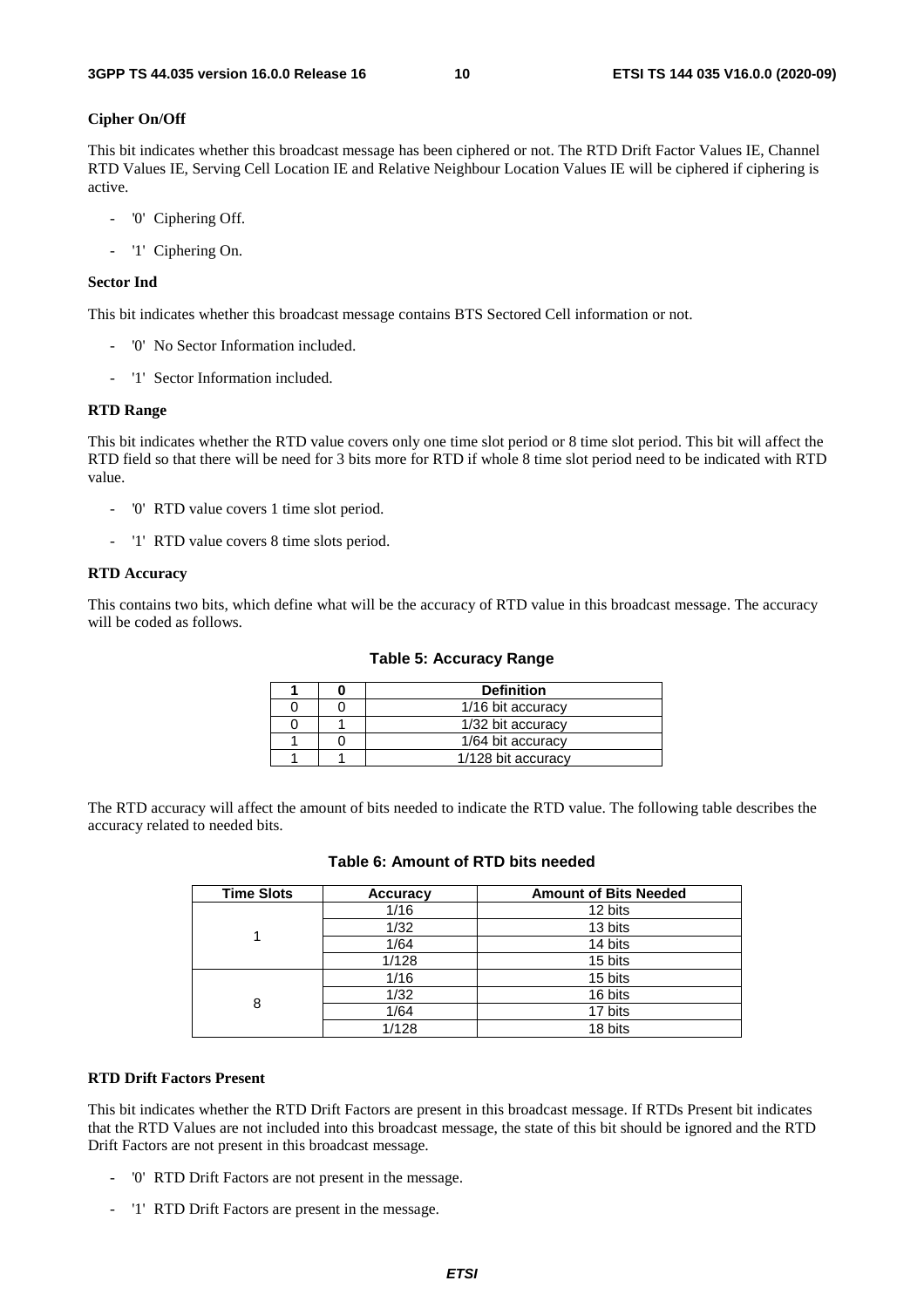**Cipher On/Off**

This bit indicates whether this broadcast message has been ciphered or not. The RTD Drift Factor Values IE, Channel RTD Values IE, Serving Cell Location IE and Relative Neighbour Location Values IE will be ciphered if ciphering is active.

- '0' Ciphering Off.
- '1' Ciphering On.

**Sector Ind**

This bit indicates whether this broadcast message contains BTS Sectored Cell information or not.

- '0' No Sector Information included.
- '1' Sector Information included.

**RTD Range**

This bit indicates whether the RTD value covers only one time slot period or 8 time slot period. This bit will affect the RTD field so that there will be need for 3 bits more for RTD if whole 8 time slot period need to be indicated with RTD value.

- '0' RTD value covers 1 time slot period.
- '1' RTD value covers 8 time slots period.

**RTD Accuracy**

This contains two bits, which define what will be the accuracy of RTD value in this broadcast message. The accuracy will be coded as follows.

**Table 5: Accuracy Range**

| 1 | 0 | Definition |
|---|---|---|
| 0 | 0 | 1/16 bit accuracy |
| 0 | 1 | 1/32 bit accuracy |
| 1 | 0 | 1/64 bit accuracy |
| 1 | 1 | 1/128 bit accuracy |

The RTD accuracy will affect the amount of bits needed to indicate the RTD value. The following table describes the accuracy related to needed bits.

**Table 6: Amount of RTD bits needed**

| Time Slots | Accuracy | Amount of Bits Needed |
|---|---|---|
| 1 | 1/16 | 12 bits |
| | 1/32 | 13 bits |
| | 1/64 | 14 bits |
| | 1/128 | 15 bits |
| 8 | 1/16 | 15 bits |
| | 1/32 | 16 bits |
| | 1/64 | 17 bits |
| | 1/128 | 18 bits |

**RTD Drift Factors Present**

This bit indicates whether the RTD Drift Factors are present in this broadcast message. If RTDs Present bit indicates that the RTD Values are not included into this broadcast message, the state of this bit should be ignored and the RTD Drift Factors are not present in this broadcast message.

- '0' RTD Drift Factors are not present in the message.
- '1' RTD Drift Factors are present in the message.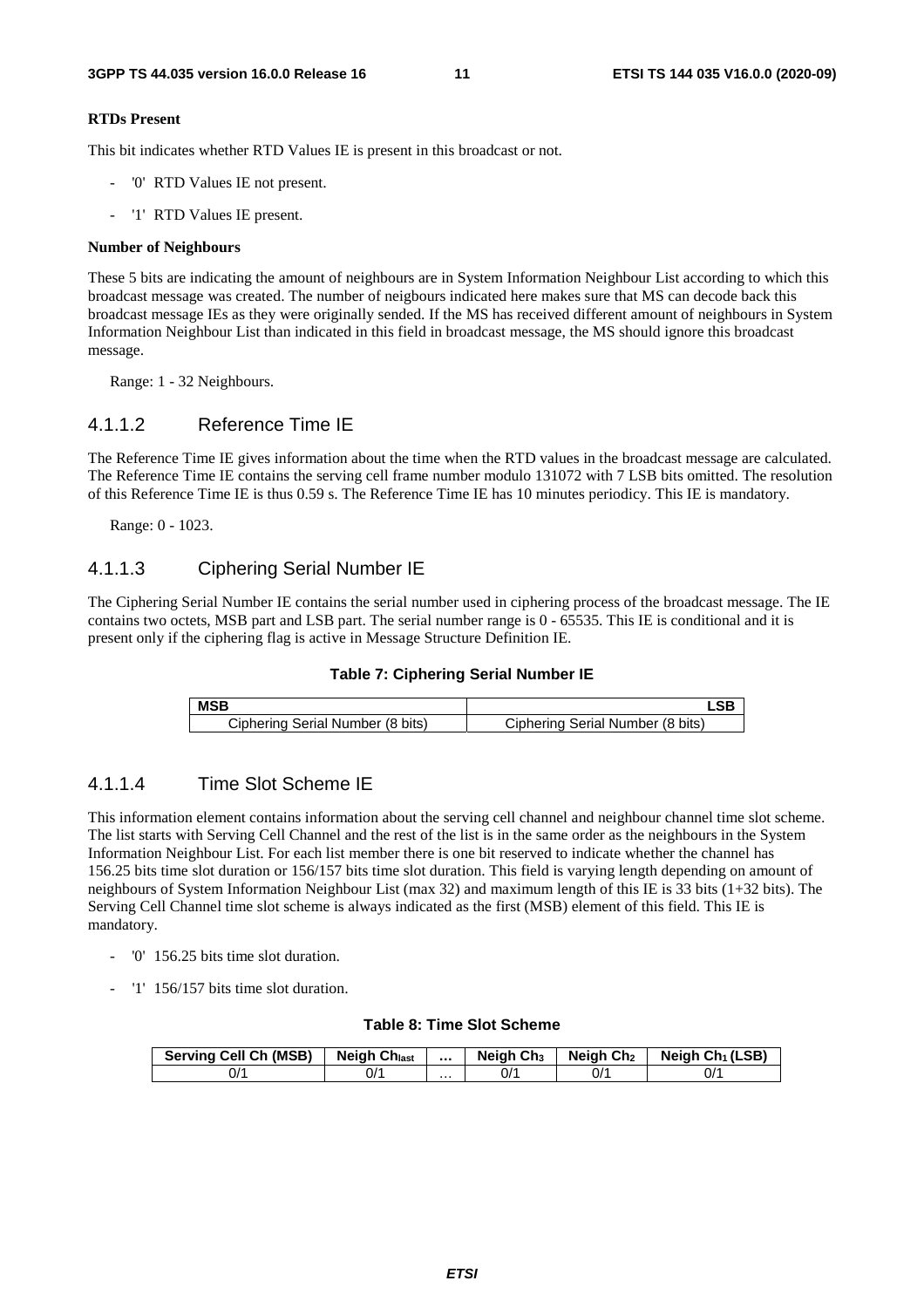**RTDs Present**

This bit indicates whether RTD Values IE is present in this broadcast or not.

- '0' RTD Values IE not present.
- '1' RTD Values IE present.

**Number of Neighbours**

These 5 bits are indicating the amount of neighbours are in System Information Neighbour List according to which this broadcast message was created. The number of neigbours indicated here makes sure that MS can decode back this broadcast message IEs as they were originally sended. If the MS has received different amount of neighbours in System Information Neighbour List than indicated in this field in broadcast message, the MS should ignore this broadcast message.

Range: 1 - 32 Neighbours.

#### 4.1.1.2 Reference Time IE

The Reference Time IE gives information about the time when the RTD values in the broadcast message are calculated. The Reference Time IE contains the serving cell frame number modulo 131072 with 7 LSB bits omitted. The resolution of this Reference Time IE is thus 0.59 s. The Reference Time IE has 10 minutes periodicy. This IE is mandatory.

Range: 0 - 1023.

#### 4.1.1.3 Ciphering Serial Number IE

The Ciphering Serial Number IE contains the serial number used in ciphering process of the broadcast message. The IE contains two octets, MSB part and LSB part. The serial number range is 0 - 65535. This IE is conditional and it is present only if the ciphering flag is active in Message Structure Definition IE.

**Table 7: Ciphering Serial Number IE**

| MSB | LSB |
|---|---|
| Ciphering Serial Number (8 bits) | Ciphering Serial Number (8 bits) |

#### 4.1.1.4 Time Slot Scheme IE

This information element contains information about the serving cell channel and neighbour channel time slot scheme. The list starts with Serving Cell Channel and the rest of the list is in the same order as the neighbours in the System Information Neighbour List. For each list member there is one bit reserved to indicate whether the channel has 156.25 bits time slot duration or 156/157 bits time slot duration. This field is varying length depending on amount of neighbours of System Information Neighbour List (max 32) and maximum length of this IE is 33 bits (1+32 bits). The Serving Cell Channel time slot scheme is always indicated as the first (MSB) element of this field. This IE is mandatory.

- '0' 156.25 bits time slot duration.
- '1' 156/157 bits time slot duration.

**Table 8: Time Slot Scheme**

| Serving Cell Ch (MSB) | Neigh $Ch_{last}$ | … | Neigh $Ch_3$ | Neigh $Ch_2$ | Neigh $Ch_1$ (LSB) |
|---|---|---|---|---|---|
| 0/1 | 0/1 | … | 0/1 | 0/1 | 0/1 |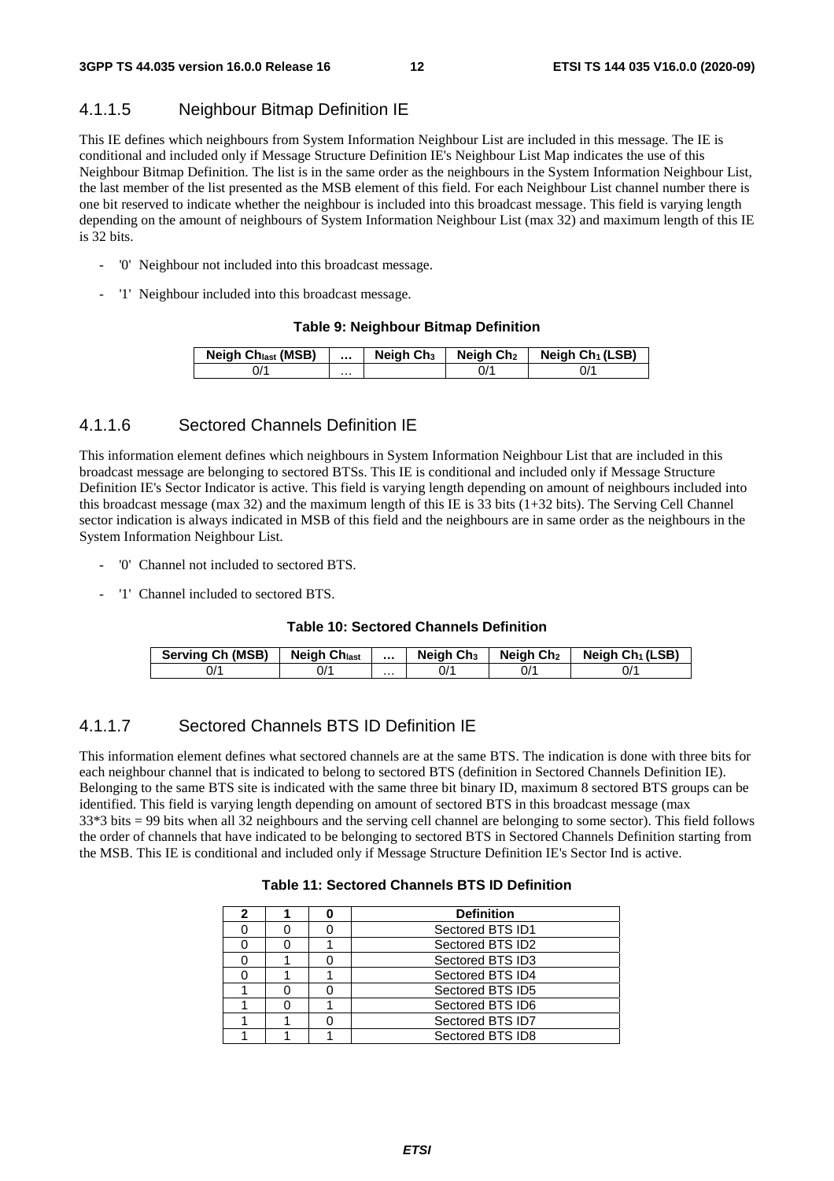### 4.1.1.5 Neighbour Bitmap Definition IE

This IE defines which neighbours from System Information Neighbour List are included in this message. The IE is conditional and included only if Message Structure Definition IE's Neighbour List Map indicates the use of this Neighbour Bitmap Definition. The list is in the same order as the neighbours in the System Information Neighbour List, the last member of the list presented as the MSB element of this field. For each Neighbour List channel number there is one bit reserved to indicate whether the neighbour is included into this broadcast message. This field is varying length depending on the amount of neighbours of System Information Neighbour List (max 32) and maximum length of this IE is 32 bits.

- '0' Neighbour not included into this broadcast message.
- '1' Neighbour included into this broadcast message.

**Table 9: Neighbour Bitmap Definition**

| Neigh $Ch_{last}$ (MSB) | … | Neigh $Ch_3$ | Neigh $Ch_2$ | Neigh $Ch_1$ (LSB) |
|---|---|---|---|---|
| 0/1 | … | | 0/1 | 0/1 |

### 4.1.1.6 Sectored Channels Definition IE

This information element defines which neighbours in System Information Neighbour List that are included in this broadcast message are belonging to sectored BTSs. This IE is conditional and included only if Message Structure Definition IE's Sector Indicator is active. This field is varying length depending on amount of neighbours included into this broadcast message (max 32) and the maximum length of this IE is 33 bits (1+32 bits). The Serving Cell Channel sector indication is always indicated in MSB of this field and the neighbours are in same order as the neighbours in the System Information Neighbour List.

- '0' Channel not included to sectored BTS.
- '1' Channel included to sectored BTS.

**Table 10: Sectored Channels Definition**

| Serving Ch (MSB) | Neigh $Ch_{last}$ | … | Neigh $Ch_3$ | Neigh $Ch_2$ | Neigh $Ch_1$ (LSB) |
|---|---|---|---|---|---|
| 0/1 | 0/1 | … | 0/1 | 0/1 | 0/1 |

### 4.1.1.7 Sectored Channels BTS ID Definition IE

This information element defines what sectored channels are at the same BTS. The indication is done with three bits for each neighbour channel that is indicated to belong to sectored BTS (definition in Sectored Channels Definition IE). Belonging to the same BTS site is indicated with the same three bit binary ID, maximum 8 sectored BTS groups can be identified. This field is varying length depending on amount of sectored BTS in this broadcast message (max 33*3 bits = 99 bits when all 32 neighbours and the serving cell channel are belonging to some sector). This field follows the order of channels that have indicated to be belonging to sectored BTS in Sectored Channels Definition starting from the MSB. This IE is conditional and included only if Message Structure Definition IE's Sector Ind is active.

**Table 11: Sectored Channels BTS ID Definition**

| 2 | 1 | 0 | Definition |
|---|---|---|---|
| 0 | 0 | 0 | Sectored BTS ID1 |
| 0 | 0 | 1 | Sectored BTS ID2 |
| 0 | 1 | 0 | Sectored BTS ID3 |
| 0 | 1 | 1 | Sectored BTS ID4 |
| 1 | 0 | 0 | Sectored BTS ID5 |
| 1 | 0 | 1 | Sectored BTS ID6 |
| 1 | 1 | 0 | Sectored BTS ID7 |
| 1 | 1 | 1 | Sectored BTS ID8 |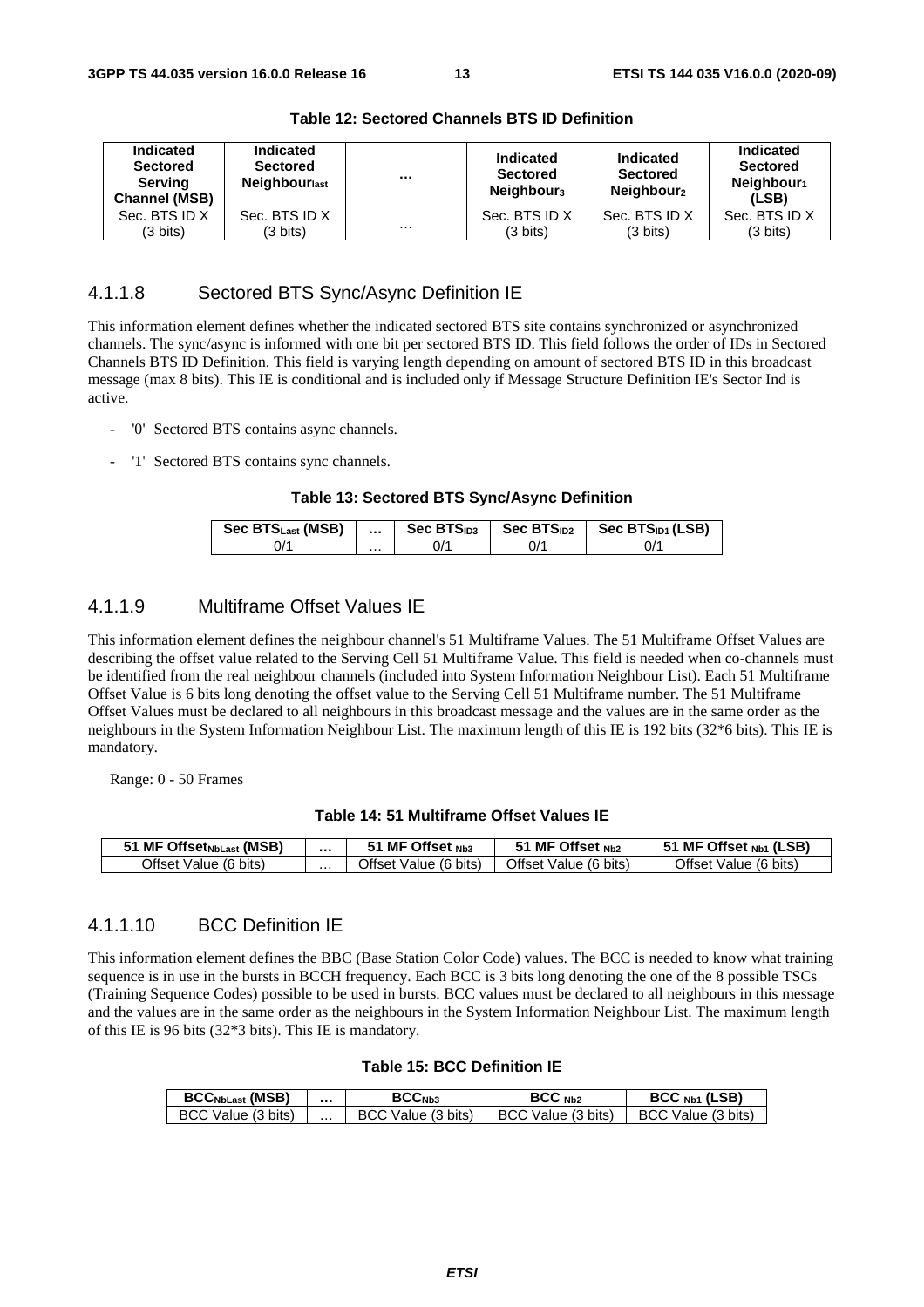**Table 12: Sectored Channels BTS ID Definition**

| Indicated Sectored Serving Channel (MSB) | Indicated Sectored Neighbour$_{last}$ | … | Indicated Sectored Neighbour$_3$ | Indicated Sectored Neighbour$_2$ | Indicated Sectored Neighbour$_1$ (LSB) |
|---|---|---|---|---|---|
| Sec. BTS ID X (3 bits) | Sec. BTS ID X (3 bits) | … | Sec. BTS ID X (3 bits) | Sec. BTS ID X (3 bits) | Sec. BTS ID X (3 bits) |

### 4.1.1.8 Sectored BTS Sync/Async Definition IE

This information element defines whether the indicated sectored BTS site contains synchronized or asynchronized channels. The sync/async is informed with one bit per sectored BTS ID. This field follows the order of IDs in Sectored Channels BTS ID Definition. This field is varying length depending on amount of sectored BTS ID in this broadcast message (max 8 bits). This IE is conditional and is included only if Message Structure Definition IE's Sector Ind is active.

- '0' Sectored BTS contains async channels.
- '1' Sectored BTS contains sync channels.

**Table 13: Sectored BTS Sync/Async Definition**

| Sec BTS$_{Last}$ (MSB) | … | Sec BTS$_{ID3}$ | Sec BTS$_{ID2}$ | Sec BTS$_{ID1}$ (LSB) |
|---|---|---|---|---|
| 0/1 | … | 0/1 | 0/1 | 0/1 |

### 4.1.1.9 Multiframe Offset Values IE

This information element defines the neighbour channel's 51 Multiframe Values. The 51 Multiframe Offset Values are describing the offset value related to the Serving Cell 51 Multiframe Value. This field is needed when co-channels must be identified from the real neighbour channels (included into System Information Neighbour List). Each 51 Multiframe Offset Value is 6 bits long denoting the offset value to the Serving Cell 51 Multiframe number. The 51 Multiframe Offset Values must be declared to all neighbours in this broadcast message and the values are in the same order as the neighbours in the System Information Neighbour List. The maximum length of this IE is 192 bits (32*6 bits). This IE is mandatory.

Range: 0 - 50 Frames

**Table 14: 51 Multiframe Offset Values IE**

| 51 MF Offset$_{NbLast}$ (MSB) | … | 51 MF Offset $_{Nb3}$ | 51 MF Offset $_{Nb2}$ | 51 MF Offset $_{Nb1}$ (LSB) |
|---|---|---|---|---|
| Offset Value (6 bits) | … | Offset Value (6 bits) | Offset Value (6 bits) | Offset Value (6 bits) |

### 4.1.1.10 BCC Definition IE

This information element defines the BBC (Base Station Color Code) values. The BCC is needed to know what training sequence is in use in the bursts in BCCH frequency. Each BCC is 3 bits long denoting the one of the 8 possible TSCs (Training Sequence Codes) possible to be used in bursts. BCC values must be declared to all neighbours in this message and the values are in the same order as the neighbours in the System Information Neighbour List. The maximum length of this IE is 96 bits (32*3 bits). This IE is mandatory.

**Table 15: BCC Definition IE**

| BCC$_{NbLast}$ (MSB) | … | BCC$_{Nb3}$ | BCC $_{Nb2}$ | BCC $_{Nb1}$ (LSB) |
|---|---|---|---|---|
| BCC Value (3 bits) | … | BCC Value (3 bits) | BCC Value (3 bits) | BCC Value (3 bits) |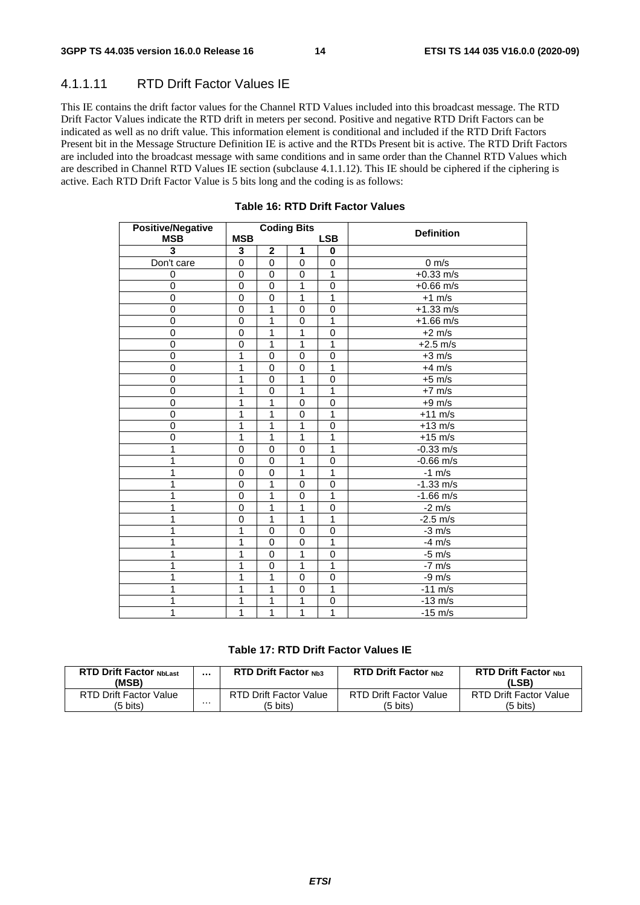#### 4.1.1.11 RTD Drift Factor Values IE

This IE contains the drift factor values for the Channel RTD Values included into this broadcast message. The RTD Drift Factor Values indicate the RTD drift in meters per second. Positive and negative RTD Drift Factors can be indicated as well as no drift value. This information element is conditional and included if the RTD Drift Factors Present bit in the Message Structure Definition IE is active and the RTDs Present bit is active. The RTD Drift Factors are included into the broadcast message with same conditions and in same order than the Channel RTD Values which are described in Channel RTD Values IE section (subclause 4.1.1.12). This IE should be ciphered if the ciphering is active. Each RTD Drift Factor Value is 5 bits long and the coding is as follows:

**Table 16: RTD Drift Factor Values**

| Positive/Negative MSB | Coding Bits MSB | | | LSB | Definition |
|---|---|---|---|---|---|
| 3 | 3 | 2 | 1 | 0 | |
| Don't care | 0 | 0 | 0 | 0 | 0 m/s |
| 0 | 0 | 0 | 0 | 1 | +0.33 m/s |
| 0 | 0 | 0 | 1 | 0 | +0.66 m/s |
| 0 | 0 | 0 | 1 | 1 | +1 m/s |
| 0 | 0 | 1 | 0 | 0 | +1.33 m/s |
| 0 | 0 | 1 | 0 | 1 | +1.66 m/s |
| 0 | 0 | 1 | 1 | 0 | +2 m/s |
| 0 | 0 | 1 | 1 | 1 | +2.5 m/s |
| 0 | 1 | 0 | 0 | 0 | +3 m/s |
| 0 | 1 | 0 | 0 | 1 | +4 m/s |
| 0 | 1 | 0 | 1 | 0 | +5 m/s |
| 0 | 1 | 0 | 1 | 1 | +7 m/s |
| 0 | 1 | 1 | 0 | 0 | +9 m/s |
| 0 | 1 | 1 | 0 | 1 | +11 m/s |
| 0 | 1 | 1 | 1 | 0 | +13 m/s |
| 0 | 1 | 1 | 1 | 1 | +15 m/s |
| 1 | 0 | 0 | 0 | 1 | -0.33 m/s |
| 1 | 0 | 0 | 1 | 0 | -0.66 m/s |
| 1 | 0 | 0 | 1 | 1 | -1 m/s |
| 1 | 0 | 1 | 0 | 0 | -1.33 m/s |
| 1 | 0 | 1 | 0 | 1 | -1.66 m/s |
| 1 | 0 | 1 | 1 | 0 | -2 m/s |
| 1 | 0 | 1 | 1 | 1 | -2.5 m/s |
| 1 | 1 | 0 | 0 | 0 | -3 m/s |
| 1 | 1 | 0 | 0 | 1 | -4 m/s |
| 1 | 1 | 0 | 1 | 0 | -5 m/s |
| 1 | 1 | 0 | 1 | 1 | -7 m/s |
| 1 | 1 | 1 | 0 | 0 | -9 m/s |
| 1 | 1 | 1 | 0 | 1 | -11 m/s |
| 1 | 1 | 1 | 1 | 0 | -13 m/s |
| 1 | 1 | 1 | 1 | 1 | -15 m/s |

**Table 17: RTD Drift Factor Values IE**

| RTD Drift Factor $_{NbLast}$ (MSB) | ... | RTD Drift Factor $_{Nb3}$ | RTD Drift Factor $_{Nb2}$ | RTD Drift Factor $_{Nb1}$ (LSB) |
|---|---|---|---|---|
| RTD Drift Factor Value (5 bits) | ... | RTD Drift Factor Value (5 bits) | RTD Drift Factor Value (5 bits) | RTD Drift Factor Value (5 bits) |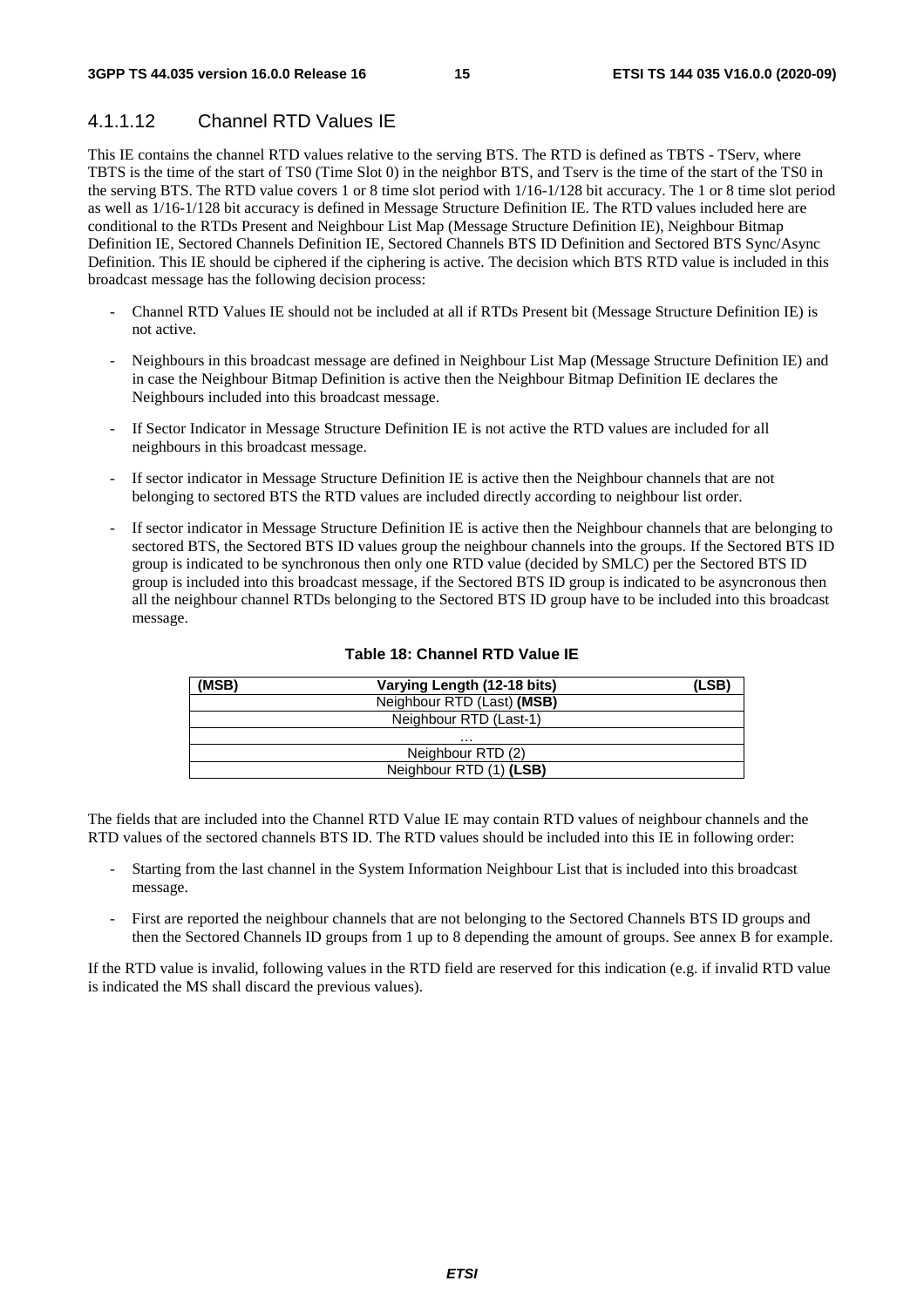#### 4.1.1.12 Channel RTD Values IE

This IE contains the channel RTD values relative to the serving BTS. The RTD is defined as TBTS - TServ, where TBTS is the time of the start of TS0 (Time Slot 0) in the neighbor BTS, and Tserv is the time of the start of the TS0 in the serving BTS. The RTD value covers 1 or 8 time slot period with 1/16-1/128 bit accuracy. The 1 or 8 time slot period as well as 1/16-1/128 bit accuracy is defined in Message Structure Definition IE. The RTD values included here are conditional to the RTDs Present and Neighbour List Map (Message Structure Definition IE), Neighbour Bitmap Definition IE, Sectored Channels Definition IE, Sectored Channels BTS ID Definition and Sectored BTS Sync/Async Definition. This IE should be ciphered if the ciphering is active. The decision which BTS RTD value is included in this broadcast message has the following decision process:

- Channel RTD Values IE should not be included at all if RTDs Present bit (Message Structure Definition IE) is not active.
- Neighbours in this broadcast message are defined in Neighbour List Map (Message Structure Definition IE) and in case the Neighbour Bitmap Definition is active then the Neighbour Bitmap Definition IE declares the Neighbours included into this broadcast message.
- If Sector Indicator in Message Structure Definition IE is not active the RTD values are included for all neighbours in this broadcast message.
- If sector indicator in Message Structure Definition IE is active then the Neighbour channels that are not belonging to sectored BTS the RTD values are included directly according to neighbour list order.
- If sector indicator in Message Structure Definition IE is active then the Neighbour channels that are belonging to sectored BTS, the Sectored BTS ID values group the neighbour channels into the groups. If the Sectored BTS ID group is indicated to be synchronous then only one RTD value (decided by SMLC) per the Sectored BTS ID group is included into this broadcast message, if the Sectored BTS ID group is indicated to be asyncronous then all the neighbour channel RTDs belonging to the Sectored BTS ID group have to be included into this broadcast message.

**Table 18: Channel RTD Value IE**

| (MSB) Varying Length (12-18 bits) (LSB) |
|---|
| Neighbour RTD (Last) **(MSB)** |
| Neighbour RTD (Last-1) |
| ... |
| Neighbour RTD (2) |
| Neighbour RTD (1) **(LSB)** |

The fields that are included into the Channel RTD Value IE may contain RTD values of neighbour channels and the RTD values of the sectored channels BTS ID. The RTD values should be included into this IE in following order:

- Starting from the last channel in the System Information Neighbour List that is included into this broadcast message.
- First are reported the neighbour channels that are not belonging to the Sectored Channels BTS ID groups and then the Sectored Channels ID groups from 1 up to 8 depending the amount of groups. See annex B for example.

If the RTD value is invalid, following values in the RTD field are reserved for this indication (e.g. if invalid RTD value is indicated the MS shall discard the previous values).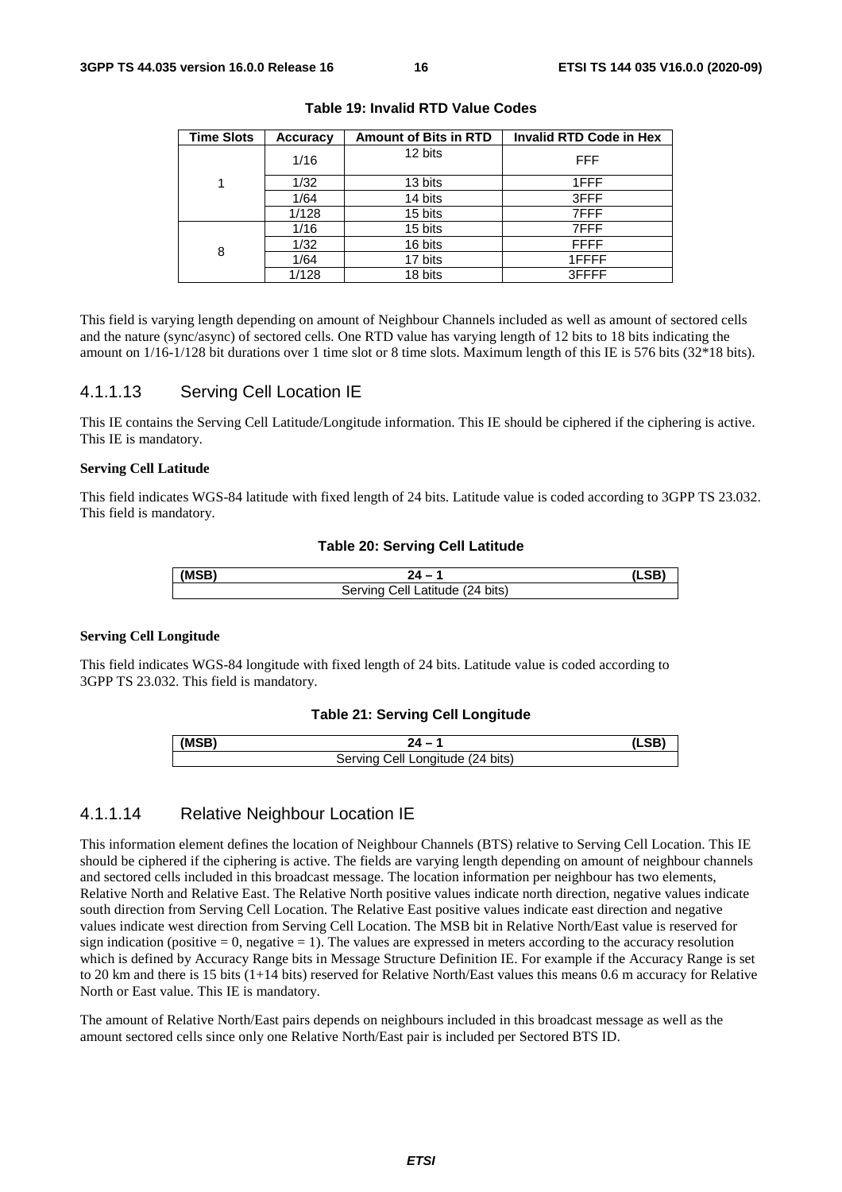**Table 19: Invalid RTD Value Codes**

| Time Slots | Accuracy | Amount of Bits in RTD | Invalid RTD Code in Hex |
|---|---|---|---|
| 1 | 1/16 | 12 bits | FFF |
| | 1/32 | 13 bits | 1FFF |
| | 1/64 | 14 bits | 3FFF |
| | 1/128 | 15 bits | 7FFF |
| 8 | 1/16 | 15 bits | 7FFF |
| | 1/32 | 16 bits | FFFF |
| | 1/64 | 17 bits | 1FFFF |
| | 1/128 | 18 bits | 3FFFF |

This field is varying length depending on amount of Neighbour Channels included as well as amount of sectored cells and the nature (sync/async) of sectored cells. One RTD value has varying length of 12 bits to 18 bits indicating the amount on 1/16-1/128 bit durations over 1 time slot or 8 time slots. Maximum length of this IE is 576 bits (32*18 bits).

#### 4.1.1.13 Serving Cell Location IE

This IE contains the Serving Cell Latitude/Longitude information. This IE should be ciphered if the ciphering is active. This IE is mandatory.

**Serving Cell Latitude**

This field indicates WGS-84 latitude with fixed length of 24 bits. Latitude value is coded according to 3GPP TS 23.032. This field is mandatory.

**Table 20: Serving Cell Latitude**

| (MSB) | 24 – 1 | (LSB) |
|---|---|---|
| Serving Cell Latitude (24 bits) | | |

**Serving Cell Longitude**

This field indicates WGS-84 longitude with fixed length of 24 bits. Latitude value is coded according to 3GPP TS 23.032. This field is mandatory.

**Table 21: Serving Cell Longitude**

| (MSB) | 24 – 1 | (LSB) |
|---|---|---|
| Serving Cell Longitude (24 bits) | | |

#### 4.1.1.14 Relative Neighbour Location IE

This information element defines the location of Neighbour Channels (BTS) relative to Serving Cell Location. This IE should be ciphered if the ciphering is active. The fields are varying length depending on amount of neighbour channels and sectored cells included in this broadcast message. The location information per neighbour has two elements, Relative North and Relative East. The Relative North positive values indicate north direction, negative values indicate south direction from Serving Cell Location. The Relative East positive values indicate east direction and negative values indicate west direction from Serving Cell Location. The MSB bit in Relative North/East value is reserved for sign indication (positive = 0, negative = 1). The values are expressed in meters according to the accuracy resolution which is defined by Accuracy Range bits in Message Structure Definition IE. For example if the Accuracy Range is set to 20 km and there is 15 bits (1+14 bits) reserved for Relative North/East values this means 0.6 m accuracy for Relative North or East value. This IE is mandatory.

The amount of Relative North/East pairs depends on neighbours included in this broadcast message as well as the amount sectored cells since only one Relative North/East pair is included per Sectored BTS ID.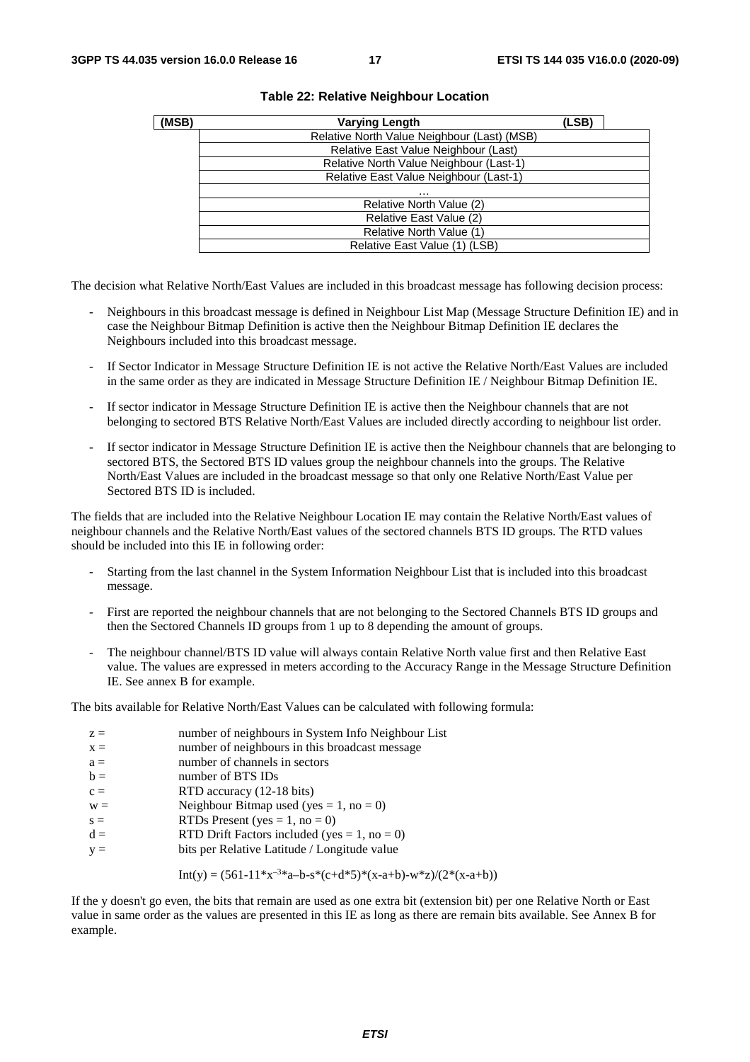**Table 22: Relative Neighbour Location**

| (MSB) | Varying Length | (LSB) |
|---|---|---|
| | Relative North Value Neighbour (Last) (MSB) | |
| | Relative East Value Neighbour (Last) | |
| | Relative North Value Neighbour (Last-1) | |
| | Relative East Value Neighbour (Last-1) | |
| | … | |
| | Relative North Value (2) | |
| | Relative East Value (2) | |
| | Relative North Value (1) | |
| | Relative East Value (1) (LSB) | |

The decision what Relative North/East Values are included in this broadcast message has following decision process:

- Neighbours in this broadcast message is defined in Neighbour List Map (Message Structure Definition IE) and in case the Neighbour Bitmap Definition is active then the Neighbour Bitmap Definition IE declares the Neighbours included into this broadcast message.
- If Sector Indicator in Message Structure Definition IE is not active the Relative North/East Values are included in the same order as they are indicated in Message Structure Definition IE / Neighbour Bitmap Definition IE.
- If sector indicator in Message Structure Definition IE is active then the Neighbour channels that are not belonging to sectored BTS Relative North/East Values are included directly according to neighbour list order.
- If sector indicator in Message Structure Definition IE is active then the Neighbour channels that are belonging to sectored BTS, the Sectored BTS ID values group the neighbour channels into the groups. The Relative North/East Values are included in the broadcast message so that only one Relative North/East Value per Sectored BTS ID is included.

The fields that are included into the Relative Neighbour Location IE may contain the Relative North/East values of neighbour channels and the Relative North/East values of the sectored channels BTS ID groups. The RTD values should be included into this IE in following order:

- Starting from the last channel in the System Information Neighbour List that is included into this broadcast message.
- First are reported the neighbour channels that are not belonging to the Sectored Channels BTS ID groups and then the Sectored Channels ID groups from 1 up to 8 depending the amount of groups.
- The neighbour channel/BTS ID value will always contain Relative North value first and then Relative East value. The values are expressed in meters according to the Accuracy Range in the Message Structure Definition IE. See annex B for example.

The bits available for Relative North/East Values can be calculated with following formula:

| | |
|---|---|
| $z =$ | number of neighbours in System Info Neighbour List |
| $x =$ | number of neighbours in this broadcast message |
| $a =$ | number of channels in sectors |
| $b =$ | number of BTS IDs |
| $c =$ | RTD accuracy (12-18 bits) |
| $w =$ | Neighbour Bitmap used (yes = 1, no = 0) |
| $s =$ | RTDs Present (yes = 1, no = 0) |
| $d =$ | RTD Drift Factors included (yes = 1, no = 0) |
| $y =$ | bits per Relative Latitude / Longitude value |

$$\text{Int}(y) = (561-11*x^{-3}*a-b-s*(c+d*5)*(x-a+b)-w*z)/(2*(x-a+b))$$

If the y doesn't go even, the bits that remain are used as one extra bit (extension bit) per one Relative North or East value in same order as the values are presented in this IE as long as there are remain bits available. See Annex B for example.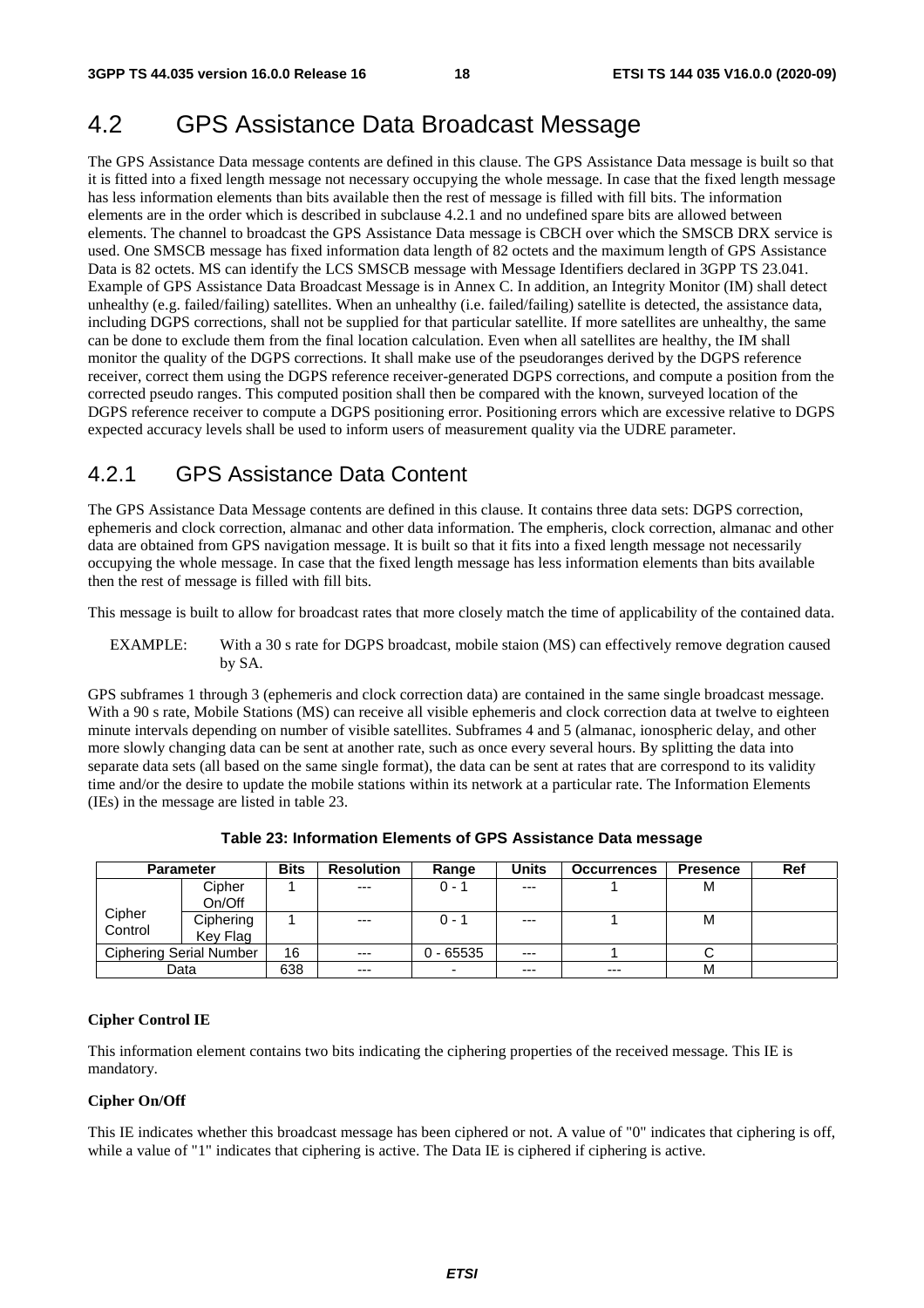# 4.2 GPS Assistance Data Broadcast Message

The GPS Assistance Data message contents are defined in this clause. The GPS Assistance Data message is built so that it is fitted into a fixed length message not necessary occupying the whole message. In case that the fixed length message has less information elements than bits available then the rest of message is filled with fill bits. The information elements are in the order which is described in subclause 4.2.1 and no undefined spare bits are allowed between elements. The channel to broadcast the GPS Assistance Data message is CBCH over which the SMSCB DRX service is used. One SMSCB message has fixed information data length of 82 octets and the maximum length of GPS Assistance Data is 82 octets. MS can identify the LCS SMSCB message with Message Identifiers declared in 3GPP TS 23.041. Example of GPS Assistance Data Broadcast Message is in Annex C. In addition, an Integrity Monitor (IM) shall detect unhealthy (e.g. failed/failing) satellites. When an unhealthy (i.e. failed/failing) satellite is detected, the assistance data, including DGPS corrections, shall not be supplied for that particular satellite. If more satellites are unhealthy, the same can be done to exclude them from the final location calculation. Even when all satellites are healthy, the IM shall monitor the quality of the DGPS corrections. It shall make use of the pseudoranges derived by the DGPS reference receiver, correct them using the DGPS reference receiver-generated DGPS corrections, and compute a position from the corrected pseudo ranges. This computed position shall then be compared with the known, surveyed location of the DGPS reference receiver to compute a DGPS positioning error. Positioning errors which are excessive relative to DGPS expected accuracy levels shall be used to inform users of measurement quality via the UDRE parameter.

## 4.2.1 GPS Assistance Data Content

The GPS Assistance Data Message contents are defined in this clause. It contains three data sets: DGPS correction, ephemeris and clock correction, almanac and other data information. The empheris, clock correction, almanac and other data are obtained from GPS navigation message. It is built so that it fits into a fixed length message not necessarily occupying the whole message. In case that the fixed length message has less information elements than bits available then the rest of message is filled with fill bits.

This message is built to allow for broadcast rates that more closely match the time of applicability of the contained data.

EXAMPLE: With a 30 s rate for DGPS broadcast, mobile staion (MS) can effectively remove degration caused by SA.

GPS subframes 1 through 3 (ephemeris and clock correction data) are contained in the same single broadcast message. With a 90 s rate, Mobile Stations (MS) can receive all visible ephemeris and clock correction data at twelve to eighteen minute intervals depending on number of visible satellites. Subframes 4 and 5 (almanac, ionospheric delay, and other more slowly changing data can be sent at another rate, such as once every several hours. By splitting the data into separate data sets (all based on the same single format), the data can be sent at rates that are correspond to its validity time and/or the desire to update the mobile stations within its network at a particular rate. The Information Elements (IEs) in the message are listed in table 23.

**Table 23: Information Elements of GPS Assistance Data message**

| Parameter | | Bits | Resolution | Range | Units | Occurrences | Presence | Ref |
|---|---|---|---|---|---|---|---|---|
| Cipher Control | Cipher On/Off | 1 | --- | 0 - 1 | --- | 1 | M | |
| | Ciphering Key Flag | 1 | --- | 0 - 1 | --- | 1 | M | |
| Ciphering Serial Number | | 16 | --- | 0 - 65535 | --- | 1 | C | |
| Data | | 638 | --- | - | --- | --- | M | |

**Cipher Control IE**

This information element contains two bits indicating the ciphering properties of the received message. This IE is mandatory.

**Cipher On/Off**

This IE indicates whether this broadcast message has been ciphered or not. A value of "0" indicates that ciphering is off, while a value of "1" indicates that ciphering is active. The Data IE is ciphered if ciphering is active.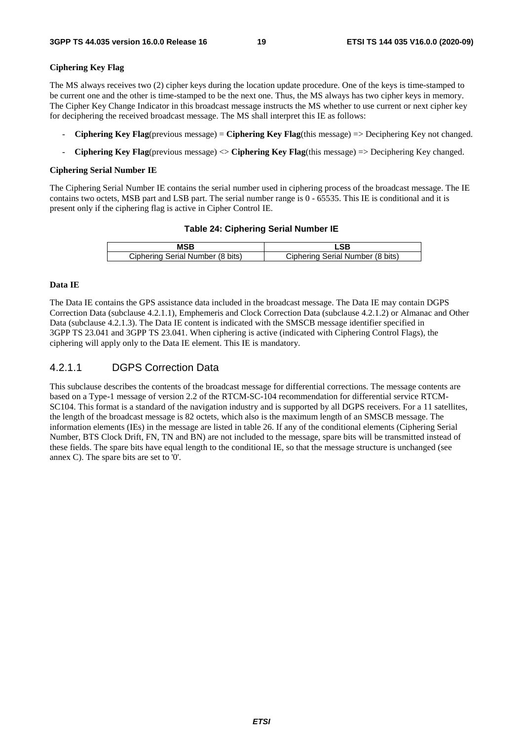**Ciphering Key Flag**

The MS always receives two (2) cipher keys during the location update procedure. One of the keys is time-stamped to be current one and the other is time-stamped to be the next one. Thus, the MS always has two cipher keys in memory. The Cipher Key Change Indicator in this broadcast message instructs the MS whether to use current or next cipher key for deciphering the received broadcast message. The MS shall interpret this IE as follows:

- **Ciphering Key Flag**(previous message) = **Ciphering Key Flag**(this message) => Deciphering Key not changed.
- **Ciphering Key Flag**(previous message) <> **Ciphering Key Flag**(this message) => Deciphering Key changed.

**Ciphering Serial Number IE**

The Ciphering Serial Number IE contains the serial number used in ciphering process of the broadcast message. The IE contains two octets, MSB part and LSB part. The serial number range is 0 - 65535. This IE is conditional and it is present only if the ciphering flag is active in Cipher Control IE.

**Table 24: Ciphering Serial Number IE**

| MSB | LSB |
|---|---|
| Ciphering Serial Number (8 bits) | Ciphering Serial Number (8 bits) |

**Data IE**

The Data IE contains the GPS assistance data included in the broadcast message. The Data IE may contain DGPS Correction Data (subclause 4.2.1.1), Emphemeris and Clock Correction Data (subclause 4.2.1.2) or Almanac and Other Data (subclause 4.2.1.3). The Data IE content is indicated with the SMSCB message identifier specified in 3GPP TS 23.041 and 3GPP TS 23.041. When ciphering is active (indicated with Ciphering Control Flags), the ciphering will apply only to the Data IE element. This IE is mandatory.

### 4.2.1.1 DGPS Correction Data

This subclause describes the contents of the broadcast message for differential corrections. The message contents are based on a Type-1 message of version 2.2 of the RTCM-SC-104 recommendation for differential service RTCM-SC104. This format is a standard of the navigation industry and is supported by all DGPS receivers. For a 11 satellites, the length of the broadcast message is 82 octets, which also is the maximum length of an SMSCB message. The information elements (IEs) in the message are listed in table 26. If any of the conditional elements (Ciphering Serial Number, BTS Clock Drift, FN, TN and BN) are not included to the message, spare bits will be transmitted instead of these fields. The spare bits have equal length to the conditional IE, so that the message structure is unchanged (see annex C). The spare bits are set to '0'.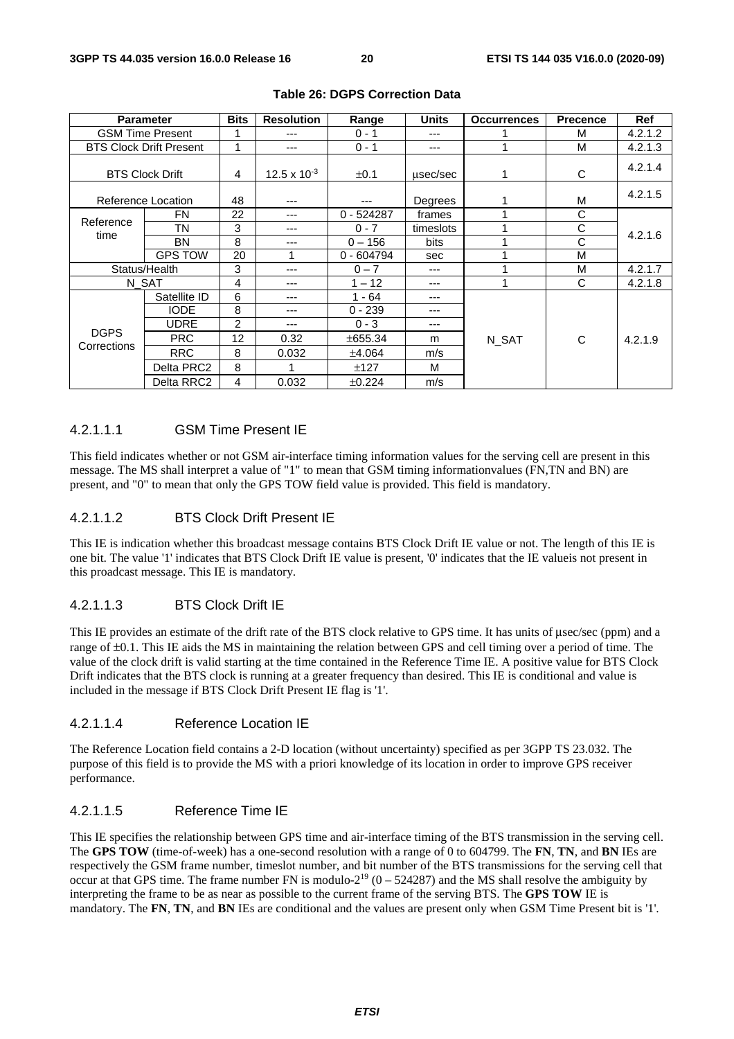**Table 26: DGPS Correction Data**

| Parameter | | Bits | Resolution | Range | Units | Occurrences | Precence | Ref |
|---|---|---|---|---|---|---|---|---|
| GSM Time Present | | 1 | --- | 0 - 1 | --- | 1 | M | 4.2.1.2 |
| BTS Clock Drift Present | | 1 | --- | 0 - 1 | --- | 1 | M | 4.2.1.3 |
| BTS Clock Drift | | 4 | $12.5 \times 10^{-3}$ | ±0.1 | µsec/sec | 1 | C | 4.2.1.4 |
| Reference Location | | 48 | --- | --- | Degrees | 1 | M | 4.2.1.5 |
| Reference time | FN | 22 | --- | 0 - 524287 | frames | 1 | C | 4.2.1.6 |
| | TN | 3 | --- | 0 - 7 | timeslots | 1 | C | |
| | BN | 8 | --- | 0 – 156 | bits | 1 | C | |
| | GPS TOW | 20 | 1 | 0 - 604794 | sec | 1 | M | |
| Status/Health | | 3 | --- | 0 – 7 | --- | 1 | M | 4.2.1.7 |
| N_SAT | | 4 | --- | 1 – 12 | --- | 1 | C | 4.2.1.8 |
| DGPS Corrections | Satellite ID | 6 | --- | 1 - 64 | --- | N_SAT | C | 4.2.1.9 |
| | IODE | 8 | --- | 0 - 239 | --- | | | |
| | UDRE | 2 | --- | 0 - 3 | --- | | | |
| | PRC | 12 | 0.32 | ±655.34 | m | | | |
| | RRC | 8 | 0.032 | ±4.064 | m/s | | | |
| | Delta PRC2 | 8 | 1 | ±127 | M | | | |
| | Delta RRC2 | 4 | 0.032 | ±0.224 | m/s | | | |

#### 4.2.1.1.1 GSM Time Present IE

This field indicates whether or not GSM air-interface timing information values for the serving cell are present in this message. The MS shall interpret a value of "1" to mean that GSM timing informationvalues (FN,TN and BN) are present, and "0" to mean that only the GPS TOW field value is provided. This field is mandatory.

#### 4.2.1.1.2 BTS Clock Drift Present IE

This IE is indication whether this broadcast message contains BTS Clock Drift IE value or not. The length of this IE is one bit. The value '1' indicates that BTS Clock Drift IE value is present, '0' indicates that the IE valueis not present in this proadcast message. This IE is mandatory.

#### 4.2.1.1.3 BTS Clock Drift IE

This IE provides an estimate of the drift rate of the BTS clock relative to GPS time. It has units of µsec/sec (ppm) and a range of ±0.1. This IE aids the MS in maintaining the relation between GPS and cell timing over a period of time. The value of the clock drift is valid starting at the time contained in the Reference Time IE. A positive value for BTS Clock Drift indicates that the BTS clock is running at a greater frequency than desired. This IE is conditional and value is included in the message if BTS Clock Drift Present IE flag is '1'.

#### 4.2.1.1.4 Reference Location IE

The Reference Location field contains a 2-D location (without uncertainty) specified as per 3GPP TS 23.032. The purpose of this field is to provide the MS with a priori knowledge of its location in order to improve GPS receiver performance.

#### 4.2.1.1.5 Reference Time IE

This IE specifies the relationship between GPS time and air-interface timing of the BTS transmission in the serving cell. The **GPS TOW** (time-of-week) has a one-second resolution with a range of 0 to 604799. The **FN**, **TN**, and **BN** IEs are respectively the GSM frame number, timeslot number, and bit number of the BTS transmissions for the serving cell that occur at that GPS time. The frame number FN is modulo-$2^{19}$ (0 – 524287) and the MS shall resolve the ambiguity by interpreting the frame to be as near as possible to the current frame of the serving BTS. The **GPS TOW** IE is mandatory. The **FN**, **TN**, and **BN** IEs are conditional and the values are present only when GSM Time Present bit is '1'.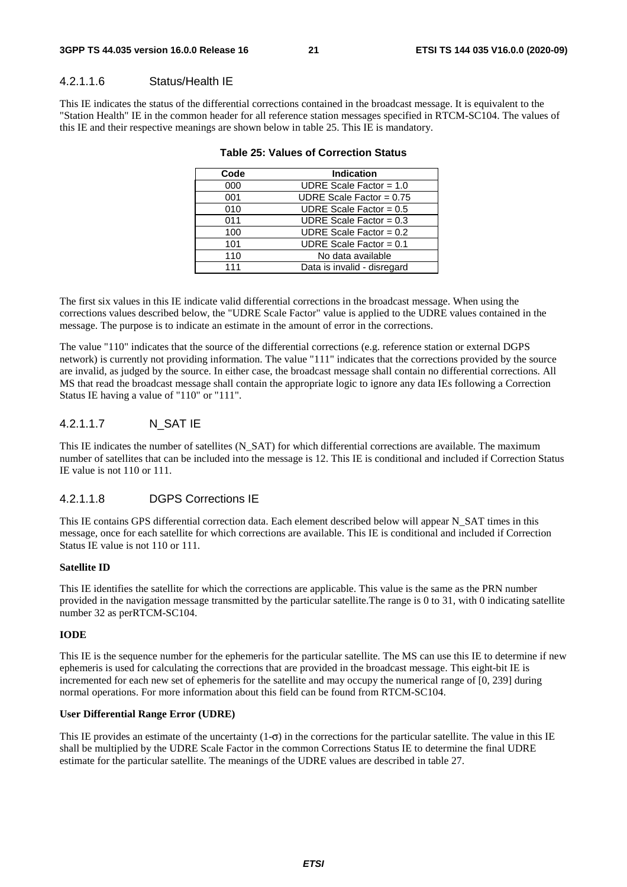#### 4.2.1.1.6 Status/Health IE

This IE indicates the status of the differential corrections contained in the broadcast message. It is equivalent to the "Station Health" IE in the common header for all reference station messages specified in RTCM-SC104. The values of this IE and their respective meanings are shown below in table 25. This IE is mandatory.

**Table 25: Values of Correction Status**

| Code | Indication |
|---|---|
| 000 | UDRE Scale Factor = 1.0 |
| 001 | UDRE Scale Factor = 0.75 |
| 010 | UDRE Scale Factor = 0.5 |
| 011 | UDRE Scale Factor = 0.3 |
| 100 | UDRE Scale Factor = 0.2 |
| 101 | UDRE Scale Factor = 0.1 |
| 110 | No data available |
| 111 | Data is invalid - disregard |

The first six values in this IE indicate valid differential corrections in the broadcast message. When using the corrections values described below, the "UDRE Scale Factor" value is applied to the UDRE values contained in the message. The purpose is to indicate an estimate in the amount of error in the corrections.

The value "110" indicates that the source of the differential corrections (e.g. reference station or external DGPS network) is currently not providing information. The value "111" indicates that the corrections provided by the source are invalid, as judged by the source. In either case, the broadcast message shall contain no differential corrections. All MS that read the broadcast message shall contain the appropriate logic to ignore any data IEs following a Correction Status IE having a value of "110" or "111".

#### 4.2.1.1.7 N_SAT IE

This IE indicates the number of satellites (N_SAT) for which differential corrections are available. The maximum number of satellites that can be included into the message is 12. This IE is conditional and included if Correction Status IE value is not 110 or 111.

#### 4.2.1.1.8 DGPS Corrections IE

This IE contains GPS differential correction data. Each element described below will appear N_SAT times in this message, once for each satellite for which corrections are available. This IE is conditional and included if Correction Status IE value is not 110 or 111.

**Satellite ID**

This IE identifies the satellite for which the corrections are applicable. This value is the same as the PRN number provided in the navigation message transmitted by the particular satellite.The range is 0 to 31, with 0 indicating satellite number 32 as perRTCM-SC104.

**IODE**

This IE is the sequence number for the ephemeris for the particular satellite. The MS can use this IE to determine if new ephemeris is used for calculating the corrections that are provided in the broadcast message. This eight-bit IE is incremented for each new set of ephemeris for the satellite and may occupy the numerical range of [0, 239] during normal operations. For more information about this field can be found from RTCM-SC104.

**User Differential Range Error (UDRE)**

This IE provides an estimate of the uncertainty ($1\text{-}\sigma$) in the corrections for the particular satellite. The value in this IE shall be multiplied by the UDRE Scale Factor in the common Corrections Status IE to determine the final UDRE estimate for the particular satellite. The meanings of the UDRE values are described in table 27.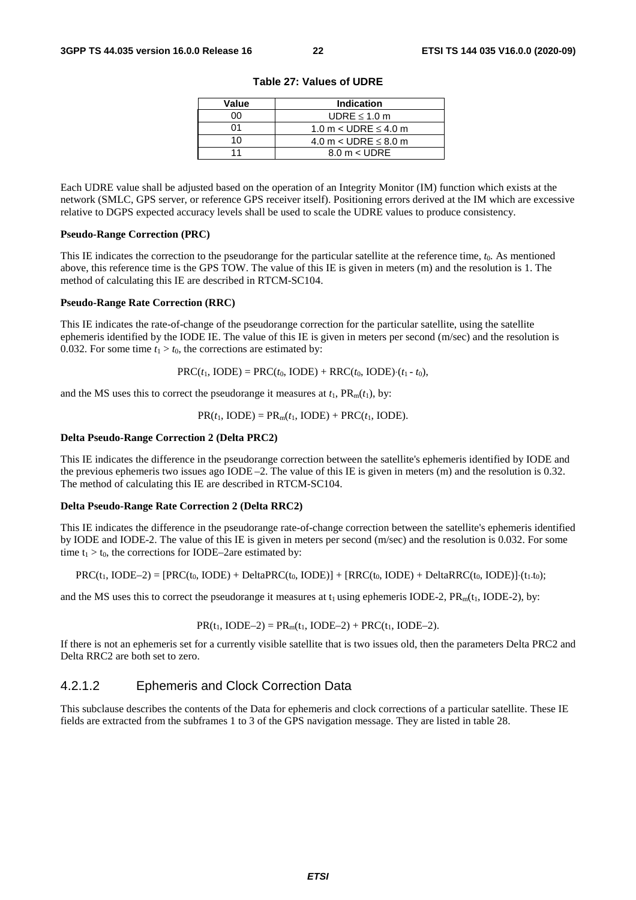**Table 27: Values of UDRE**

| Value | Indication |
|---|---|
| 00 | UDRE ≤ 1.0 m |
| 01 | 1.0 m < UDRE ≤ 4.0 m |
| 10 | 4.0 m < UDRE ≤ 8.0 m |
| 11 | 8.0 m < UDRE |

Each UDRE value shall be adjusted based on the operation of an Integrity Monitor (IM) function which exists at the network (SMLC, GPS server, or reference GPS receiver itself). Positioning errors derived at the IM which are excessive relative to DGPS expected accuracy levels shall be used to scale the UDRE values to produce consistency.

**Pseudo-Range Correction (PRC)**

This IE indicates the correction to the pseudorange for the particular satellite at the reference time, $t_0$. As mentioned above, this reference time is the GPS TOW. The value of this IE is given in meters (m) and the resolution is 1. The method of calculating this IE are described in RTCM-SC104.

**Pseudo-Range Rate Correction (RRC)**

This IE indicates the rate-of-change of the pseudorange correction for the particular satellite, using the satellite ephemeris identified by the IODE IE. The value of this IE is given in meters per second (m/sec) and the resolution is 0.032. For some time $t_1 > t_0$, the corrections are estimated by:

$$\mathrm{PRC}(t_1, \mathrm{IODE}) = \mathrm{PRC}(t_0, \mathrm{IODE}) + \mathrm{RRC}(t_0, \mathrm{IODE})\cdot(t_1 - t_0),$$

and the MS uses this to correct the pseudorange it measures at $t_1$, $\mathrm{PR}_m(t_1)$, by:

$$\mathrm{PR}(t_1, \mathrm{IODE}) = \mathrm{PR}_m(t_1, \mathrm{IODE}) + \mathrm{PRC}(t_1, \mathrm{IODE}).$$

**Delta Pseudo-Range Correction 2 (Delta PRC2)**

This IE indicates the difference in the pseudorange correction between the satellite's ephemeris identified by IODE and the previous ephemeris two issues ago IODE –2. The value of this IE is given in meters (m) and the resolution is 0.32. The method of calculating this IE are described in RTCM-SC104.

**Delta Pseudo-Range Rate Correction 2 (Delta RRC2)**

This IE indicates the difference in the pseudorange rate-of-change correction between the satellite's ephemeris identified by IODE and IODE-2. The value of this IE is given in meters per second (m/sec) and the resolution is 0.032. For some time $t_1 > t_0$, the corrections for IODE–2are estimated by:

$$\mathrm{PRC}(t_1, \mathrm{IODE}-2) = [\mathrm{PRC}(t_0, \mathrm{IODE}) + \mathrm{DeltaPRC}(t_0, \mathrm{IODE})] + [\mathrm{RRC}(t_0, \mathrm{IODE}) + \mathrm{DeltaRRC}(t_0, \mathrm{IODE})]\cdot(t_1 - t_0);$$

and the MS uses this to correct the pseudorange it measures at $t_1$ using ephemeris IODE-2, $\mathrm{PR}_m(t_1, \mathrm{IODE-2})$, by:

$$\mathrm{PR}(t_1, \mathrm{IODE}-2) = \mathrm{PR}_m(t_1, \mathrm{IODE}-2) + \mathrm{PRC}(t_1, \mathrm{IODE}-2).$$

If there is not an ephemeris set for a currently visible satellite that is two issues old, then the parameters Delta PRC2 and Delta RRC2 are both set to zero.

### 4.2.1.2 Ephemeris and Clock Correction Data

This subclause describes the contents of the Data for ephemeris and clock corrections of a particular satellite. These IE fields are extracted from the subframes 1 to 3 of the GPS navigation message. They are listed in table 28.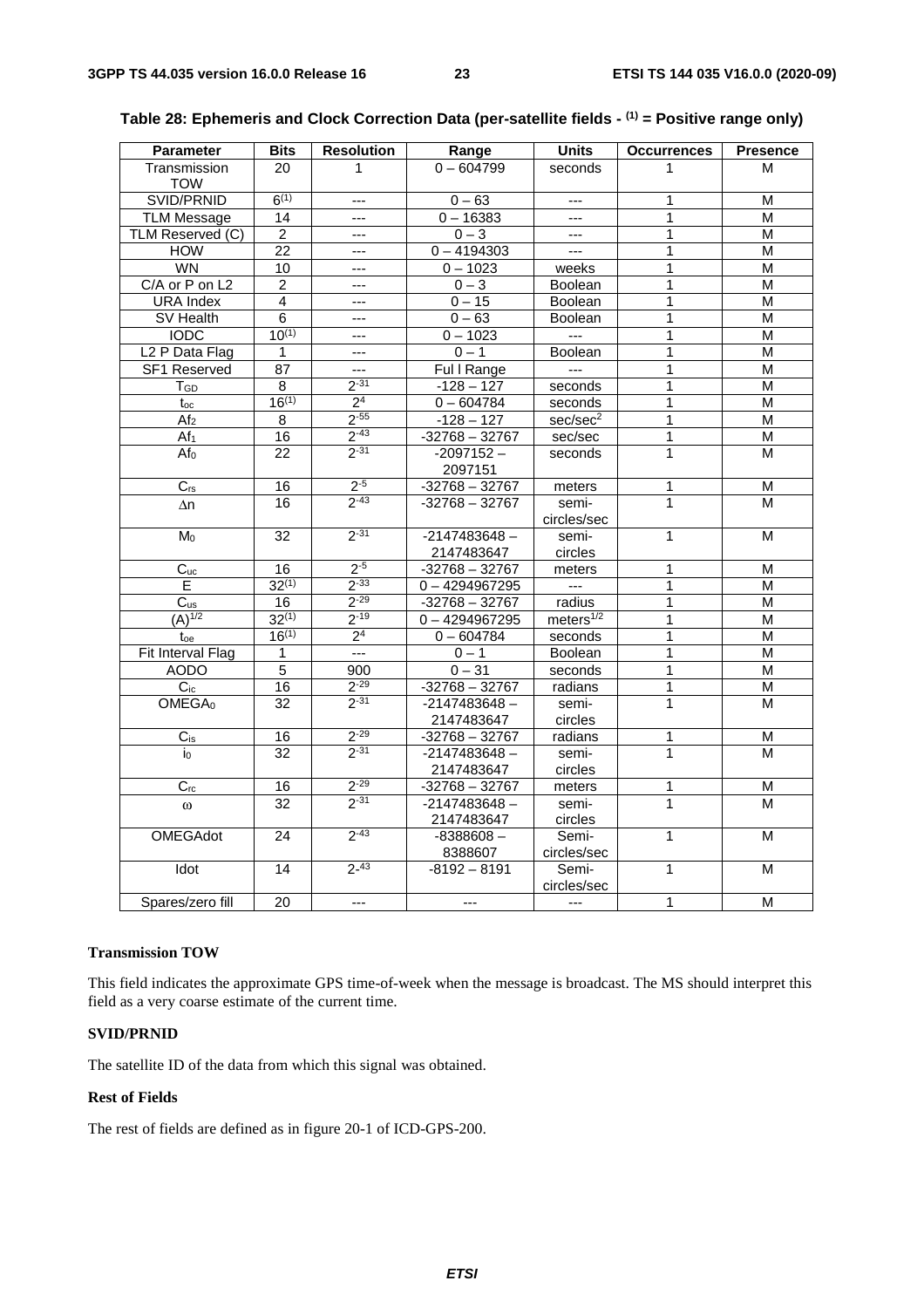**Table 28: Ephemeris and Clock Correction Data (per-satellite fields - (1) = Positive range only)**

| Parameter | Bits | Resolution | Range | Units | Occurrences | Presence |
|---|---|---|---|---|---|---|
| Transmission TOW | 20 | 1 | 0 – 604799 | seconds | 1 | M |
| SVID/PRNID | 6(1) | --- | 0 – 63 | --- | 1 | M |
| TLM Message | 14 | --- | 0 – 16383 | --- | 1 | M |
| TLM Reserved (C) | 2 | --- | 0 – 3 | --- | 1 | M |
| HOW | 22 | --- | 0 – 4194303 | --- | 1 | M |
| WN | 10 | --- | 0 – 1023 | weeks | 1 | M |
| C/A or P on L2 | 2 | --- | 0 – 3 | Boolean | 1 | M |
| URA Index | 4 | --- | 0 – 15 | Boolean | 1 | M |
| SV Health | 6 | --- | 0 – 63 | Boolean | 1 | M |
| IODC | 10(1) | --- | 0 – 1023 | --- | 1 | M |
| L2 P Data Flag | 1 | --- | 0 – 1 | Boolean | 1 | M |
| SF1 Reserved | 87 | --- | Ful l Range | --- | 1 | M |
| $T_{GD}$ | 8 | $2^{-31}$ | -128 – 127 | seconds | 1 | M |
| $t_{oc}$ | 16(1) | $2^{4}$ | 0 – 604784 | seconds | 1 | M |
| $Af_2$ | 8 | $2^{-55}$ | -128 – 127 | sec/sec$^2$ | 1 | M |
| $Af_1$ | 16 | $2^{-43}$ | -32768 – 32767 | sec/sec | 1 | M |
| $Af_0$ | 22 | $2^{-31}$ | -2097152 – 2097151 | seconds | 1 | M |
| $C_{rs}$ | 16 | $2^{-5}$ | -32768 – 32767 | meters | 1 | M |
| $\Delta n$ | 16 | $2^{-43}$ | -32768 – 32767 | semi-circles/sec | 1 | M |
| $M_0$ | 32 | $2^{-31}$ | -2147483648 – 2147483647 | semi-circles | 1 | M |
| $C_{uc}$ | 16 | $2^{-5}$ | -32768 – 32767 | meters | 1 | M |
| E | 32(1) | $2^{-33}$ | 0 – 4294967295 | --- | 1 | M |
| $C_{us}$ | 16 | $2^{-29}$ | -32768 – 32767 | radius | 1 | M |
| $(A)^{1/2}$ | 32(1) | $2^{-19}$ | 0 – 4294967295 | meters$^{1/2}$ | 1 | M |
| $t_{oe}$ | 16(1) | $2^{4}$ | 0 – 604784 | seconds | 1 | M |
| Fit Interval Flag | 1 | --- | 0 – 1 | Boolean | 1 | M |
| AODO | 5 | 900 | 0 – 31 | seconds | 1 | M |
| $C_{ic}$ | 16 | $2^{-29}$ | -32768 – 32767 | radians | 1 | M |
| $OMEGA_0$ | 32 | $2^{-31}$ | -2147483648 – 2147483647 | semi-circles | 1 | M |
| $C_{is}$ | 16 | $2^{-29}$ | -32768 – 32767 | radians | 1 | M |
| $i_0$ | 32 | $2^{-31}$ | -2147483648 – 2147483647 | semi-circles | 1 | M |
| $C_{rc}$ | 16 | $2^{-29}$ | -32768 – 32767 | meters | 1 | M |
| $\omega$ | 32 | $2^{-31}$ | -2147483648 – 2147483647 | semi-circles | 1 | M |
| OMEGAdot | 24 | $2^{-43}$ | -8388608 – 8388607 | Semi-circles/sec | 1 | M |
| Idot | 14 | $2^{-43}$ | -8192 – 8191 | Semi-circles/sec | 1 | M |
| Spares/zero fill | 20 | --- | --- | --- | 1 | M |

**Transmission TOW**

This field indicates the approximate GPS time-of-week when the message is broadcast. The MS should interpret this field as a very coarse estimate of the current time.

**SVID/PRNID**

The satellite ID of the data from which this signal was obtained.

**Rest of Fields**

The rest of fields are defined as in figure 20-1 of ICD-GPS-200.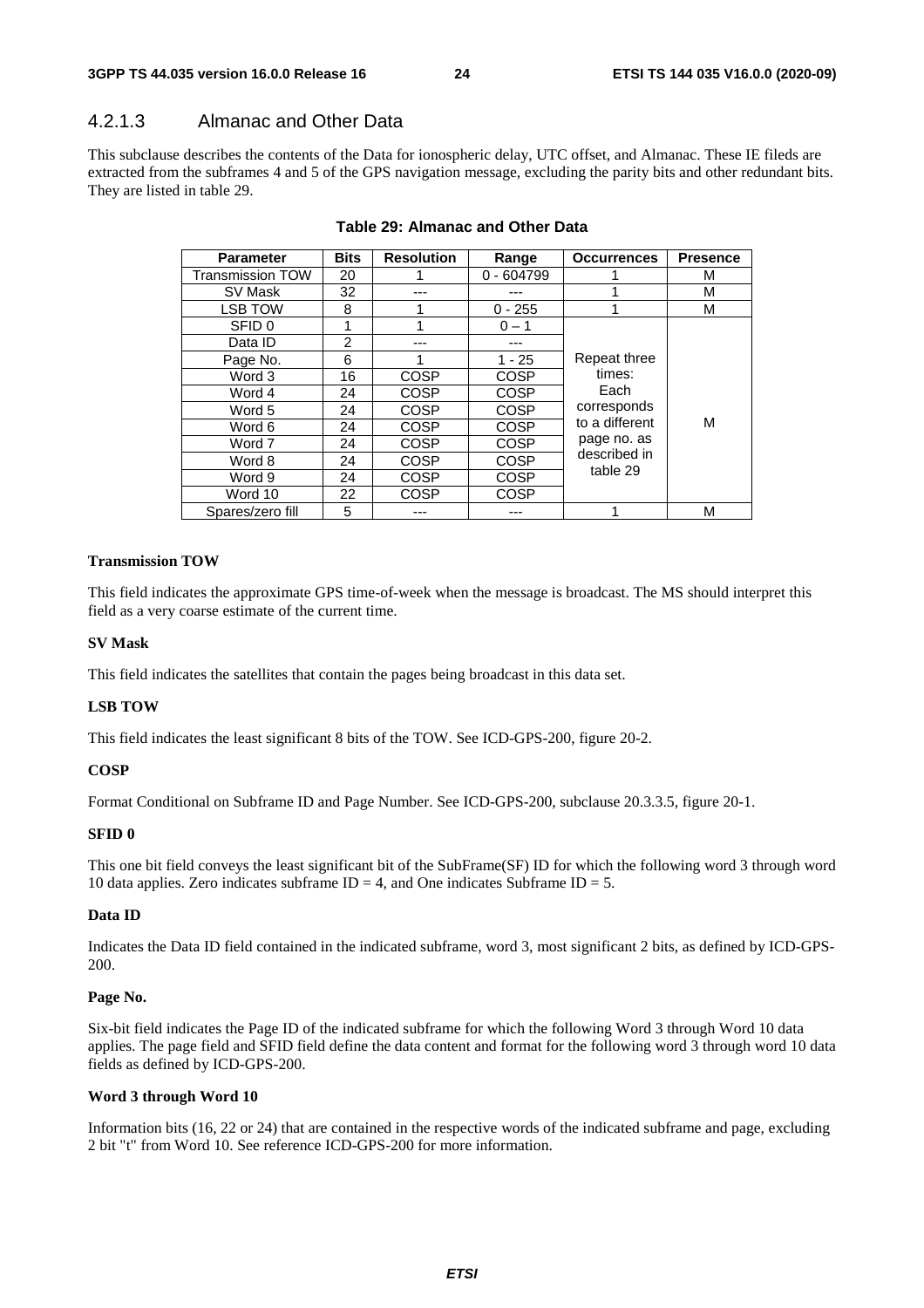### 4.2.1.3 Almanac and Other Data

This subclause describes the contents of the Data for ionospheric delay, UTC offset, and Almanac. These IE fileds are extracted from the subframes 4 and 5 of the GPS navigation message, excluding the parity bits and other redundant bits. They are listed in table 29.

**Table 29: Almanac and Other Data**

| Parameter | Bits | Resolution | Range | Occurrences | Presence |
|---|---|---|---|---|---|
| Transmission TOW | 20 | 1 | 0 - 604799 | 1 | M |
| SV Mask | 32 | --- | --- | 1 | M |
| LSB TOW | 8 | 1 | 0 - 255 | 1 | M |
| SFID 0 | 1 | 1 | 0 – 1 | Repeat three times: Each corresponds to a different page no. as described in table 29 | M |
| Data ID | 2 | --- | --- | | |
| Page No. | 6 | 1 | 1 - 25 | | |
| Word 3 | 16 | COSP | COSP | | |
| Word 4 | 24 | COSP | COSP | | |
| Word 5 | 24 | COSP | COSP | | |
| Word 6 | 24 | COSP | COSP | | |
| Word 7 | 24 | COSP | COSP | | |
| Word 8 | 24 | COSP | COSP | | |
| Word 9 | 24 | COSP | COSP | | |
| Word 10 | 22 | COSP | COSP | | |
| Spares/zero fill | 5 | --- | --- | 1 | M |

**Transmission TOW**

This field indicates the approximate GPS time-of-week when the message is broadcast. The MS should interpret this field as a very coarse estimate of the current time.

**SV Mask**

This field indicates the satellites that contain the pages being broadcast in this data set.

**LSB TOW**

This field indicates the least significant 8 bits of the TOW. See ICD-GPS-200, figure 20-2.

**COSP**

Format Conditional on Subframe ID and Page Number. See ICD-GPS-200, subclause 20.3.3.5, figure 20-1.

**SFID 0**

This one bit field conveys the least significant bit of the SubFrame(SF) ID for which the following word 3 through word 10 data applies. Zero indicates subframe ID = 4, and One indicates Subframe ID = 5.

**Data ID**

Indicates the Data ID field contained in the indicated subframe, word 3, most significant 2 bits, as defined by ICD-GPS-200.

**Page No.**

Six-bit field indicates the Page ID of the indicated subframe for which the following Word 3 through Word 10 data applies. The page field and SFID field define the data content and format for the following word 3 through word 10 data fields as defined by ICD-GPS-200.

**Word 3 through Word 10**

Information bits (16, 22 or 24) that are contained in the respective words of the indicated subframe and page, excluding 2 bit "t" from Word 10. See reference ICD-GPS-200 for more information.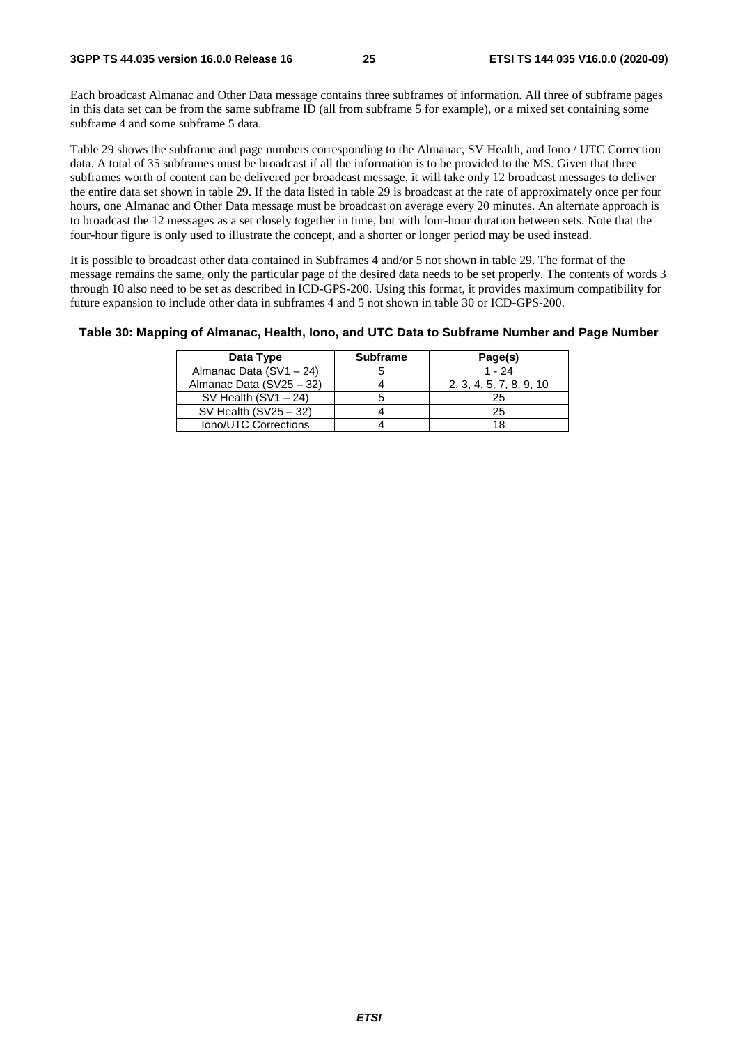Each broadcast Almanac and Other Data message contains three subframes of information. All three of subframe pages in this data set can be from the same subframe ID (all from subframe 5 for example), or a mixed set containing some subframe 4 and some subframe 5 data.

Table 29 shows the subframe and page numbers corresponding to the Almanac, SV Health, and Iono / UTC Correction data. A total of 35 subframes must be broadcast if all the information is to be provided to the MS. Given that three subframes worth of content can be delivered per broadcast message, it will take only 12 broadcast messages to deliver the entire data set shown in table 29. If the data listed in table 29 is broadcast at the rate of approximately once per four hours, one Almanac and Other Data message must be broadcast on average every 20 minutes. An alternate approach is to broadcast the 12 messages as a set closely together in time, but with four-hour duration between sets. Note that the four-hour figure is only used to illustrate the concept, and a shorter or longer period may be used instead.

It is possible to broadcast other data contained in Subframes 4 and/or 5 not shown in table 29. The format of the message remains the same, only the particular page of the desired data needs to be set properly. The contents of words 3 through 10 also need to be set as described in ICD-GPS-200. Using this format, it provides maximum compatibility for future expansion to include other data in subframes 4 and 5 not shown in table 30 or ICD-GPS-200.

**Table 30: Mapping of Almanac, Health, Iono, and UTC Data to Subframe Number and Page Number**

| Data Type | Subframe | Page(s) |
|---|---|---|
| Almanac Data (SV1 – 24) | 5 | 1 - 24 |
| Almanac Data (SV25 – 32) | 4 | 2, 3, 4, 5, 7, 8, 9, 10 |
| SV Health (SV1 – 24) | 5 | 25 |
| SV Health (SV25 – 32) | 4 | 25 |
| Iono/UTC Corrections | 4 | 18 |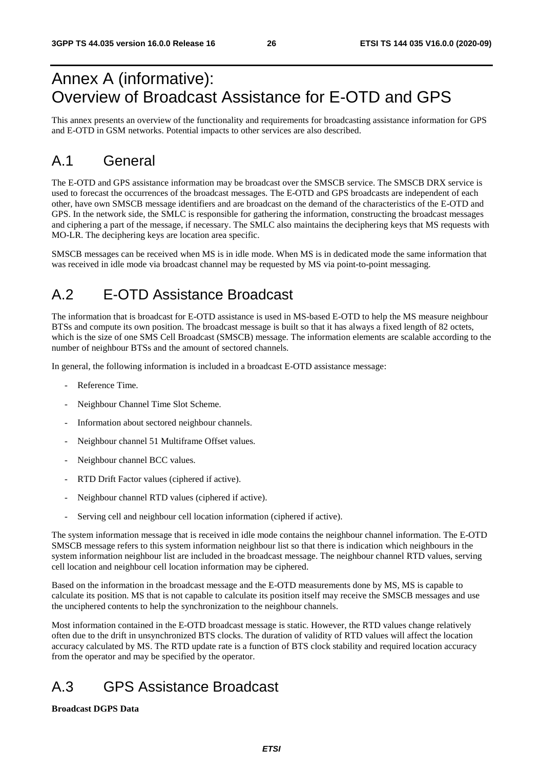# Annex A (informative): Overview of Broadcast Assistance for E-OTD and GPS

This annex presents an overview of the functionality and requirements for broadcasting assistance information for GPS and E-OTD in GSM networks. Potential impacts to other services are also described.

## A.1 General

The E-OTD and GPS assistance information may be broadcast over the SMSCB service. The SMSCB DRX service is used to forecast the occurrences of the broadcast messages. The E-OTD and GPS broadcasts are independent of each other, have own SMSCB message identifiers and are broadcast on the demand of the characteristics of the E-OTD and GPS. In the network side, the SMLC is responsible for gathering the information, constructing the broadcast messages and ciphering a part of the message, if necessary. The SMLC also maintains the deciphering keys that MS requests with MO-LR. The deciphering keys are location area specific.

SMSCB messages can be received when MS is in idle mode. When MS is in dedicated mode the same information that was received in idle mode via broadcast channel may be requested by MS via point-to-point messaging.

## A.2 E-OTD Assistance Broadcast

The information that is broadcast for E-OTD assistance is used in MS-based E-OTD to help the MS measure neighbour BTSs and compute its own position. The broadcast message is built so that it has always a fixed length of 82 octets, which is the size of one SMS Cell Broadcast (SMSCB) message. The information elements are scalable according to the number of neighbour BTSs and the amount of sectored channels.

In general, the following information is included in a broadcast E-OTD assistance message:

- Reference Time.
- Neighbour Channel Time Slot Scheme.
- Information about sectored neighbour channels.
- Neighbour channel 51 Multiframe Offset values.
- Neighbour channel BCC values.
- RTD Drift Factor values (ciphered if active).
- Neighbour channel RTD values (ciphered if active).
- Serving cell and neighbour cell location information (ciphered if active).

The system information message that is received in idle mode contains the neighbour channel information. The E-OTD SMSCB message refers to this system information neighbour list so that there is indication which neighbours in the system information neighbour list are included in the broadcast message. The neighbour channel RTD values, serving cell location and neighbour cell location information may be ciphered.

Based on the information in the broadcast message and the E-OTD measurements done by MS, MS is capable to calculate its position. MS that is not capable to calculate its position itself may receive the SMSCB messages and use the unciphered contents to help the synchronization to the neighbour channels.

Most information contained in the E-OTD broadcast message is static. However, the RTD values change relatively often due to the drift in unsynchronized BTS clocks. The duration of validity of RTD values will affect the location accuracy calculated by MS. The RTD update rate is a function of BTS clock stability and required location accuracy from the operator and may be specified by the operator.

## A.3 GPS Assistance Broadcast

**Broadcast DGPS Data**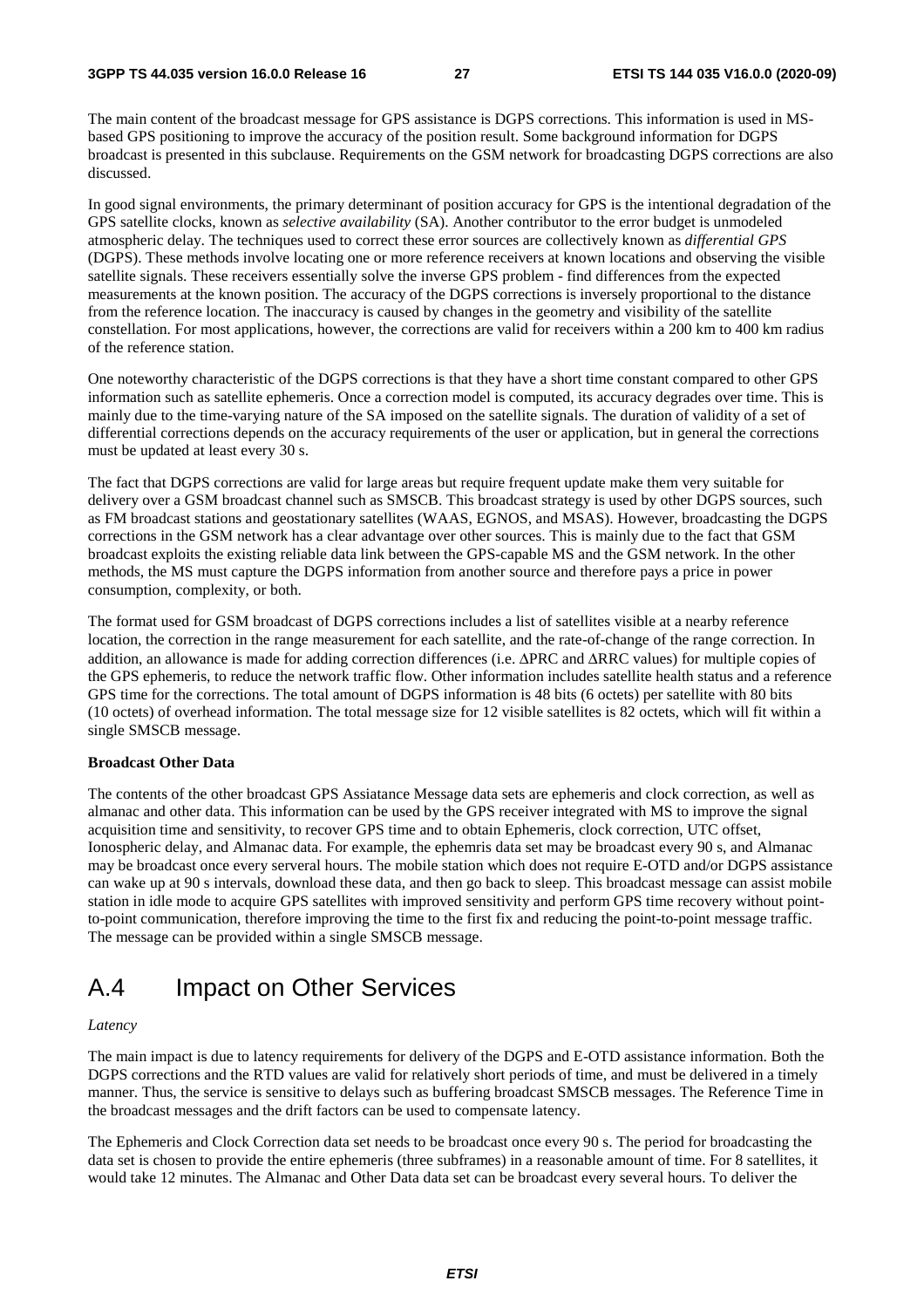The main content of the broadcast message for GPS assistance is DGPS corrections. This information is used in MS-based GPS positioning to improve the accuracy of the position result. Some background information for DGPS broadcast is presented in this subclause. Requirements on the GSM network for broadcasting DGPS corrections are also discussed.

In good signal environments, the primary determinant of position accuracy for GPS is the intentional degradation of the GPS satellite clocks, known as *selective availability* (SA). Another contributor to the error budget is unmodeled atmospheric delay. The techniques used to correct these error sources are collectively known as *differential GPS* (DGPS). These methods involve locating one or more reference receivers at known locations and observing the visible satellite signals. These receivers essentially solve the inverse GPS problem - find differences from the expected measurements at the known position. The accuracy of the DGPS corrections is inversely proportional to the distance from the reference location. The inaccuracy is caused by changes in the geometry and visibility of the satellite constellation. For most applications, however, the corrections are valid for receivers within a 200 km to 400 km radius of the reference station.

One noteworthy characteristic of the DGPS corrections is that they have a short time constant compared to other GPS information such as satellite ephemeris. Once a correction model is computed, its accuracy degrades over time. This is mainly due to the time-varying nature of the SA imposed on the satellite signals. The duration of validity of a set of differential corrections depends on the accuracy requirements of the user or application, but in general the corrections must be updated at least every 30 s.

The fact that DGPS corrections are valid for large areas but require frequent update make them very suitable for delivery over a GSM broadcast channel such as SMSCB. This broadcast strategy is used by other DGPS sources, such as FM broadcast stations and geostationary satellites (WAAS, EGNOS, and MSAS). However, broadcasting the DGPS corrections in the GSM network has a clear advantage over other sources. This is mainly due to the fact that GSM broadcast exploits the existing reliable data link between the GPS-capable MS and the GSM network. In the other methods, the MS must capture the DGPS information from another source and therefore pays a price in power consumption, complexity, or both.

The format used for GSM broadcast of DGPS corrections includes a list of satellites visible at a nearby reference location, the correction in the range measurement for each satellite, and the rate-of-change of the range correction. In addition, an allowance is made for adding correction differences (i.e. ΔPRC and ΔRRC values) for multiple copies of the GPS ephemeris, to reduce the network traffic flow. Other information includes satellite health status and a reference GPS time for the corrections. The total amount of DGPS information is 48 bits (6 octets) per satellite with 80 bits (10 octets) of overhead information. The total message size for 12 visible satellites is 82 octets, which will fit within a single SMSCB message.

**Broadcast Other Data**

The contents of the other broadcast GPS Assiatance Message data sets are ephemeris and clock correction, as well as almanac and other data. This information can be used by the GPS receiver integrated with MS to improve the signal acquisition time and sensitivity, to recover GPS time and to obtain Ephemeris, clock correction, UTC offset, Ionospheric delay, and Almanac data. For example, the ephemris data set may be broadcast every 90 s, and Almanac may be broadcast once every serveral hours. The mobile station which does not require E-OTD and/or DGPS assistance can wake up at 90 s intervals, download these data, and then go back to sleep. This broadcast message can assist mobile station in idle mode to acquire GPS satellites with improved sensitivity and perform GPS time recovery without point-to-point communication, therefore improving the time to the first fix and reducing the point-to-point message traffic. The message can be provided within a single SMSCB message.

# A.4 Impact on Other Services

*Latency*

The main impact is due to latency requirements for delivery of the DGPS and E-OTD assistance information. Both the DGPS corrections and the RTD values are valid for relatively short periods of time, and must be delivered in a timely manner. Thus, the service is sensitive to delays such as buffering broadcast SMSCB messages. The Reference Time in the broadcast messages and the drift factors can be used to compensate latency.

The Ephemeris and Clock Correction data set needs to be broadcast once every 90 s. The period for broadcasting the data set is chosen to provide the entire ephemeris (three subframes) in a reasonable amount of time. For 8 satellites, it would take 12 minutes. The Almanac and Other Data data set can be broadcast every several hours. To deliver the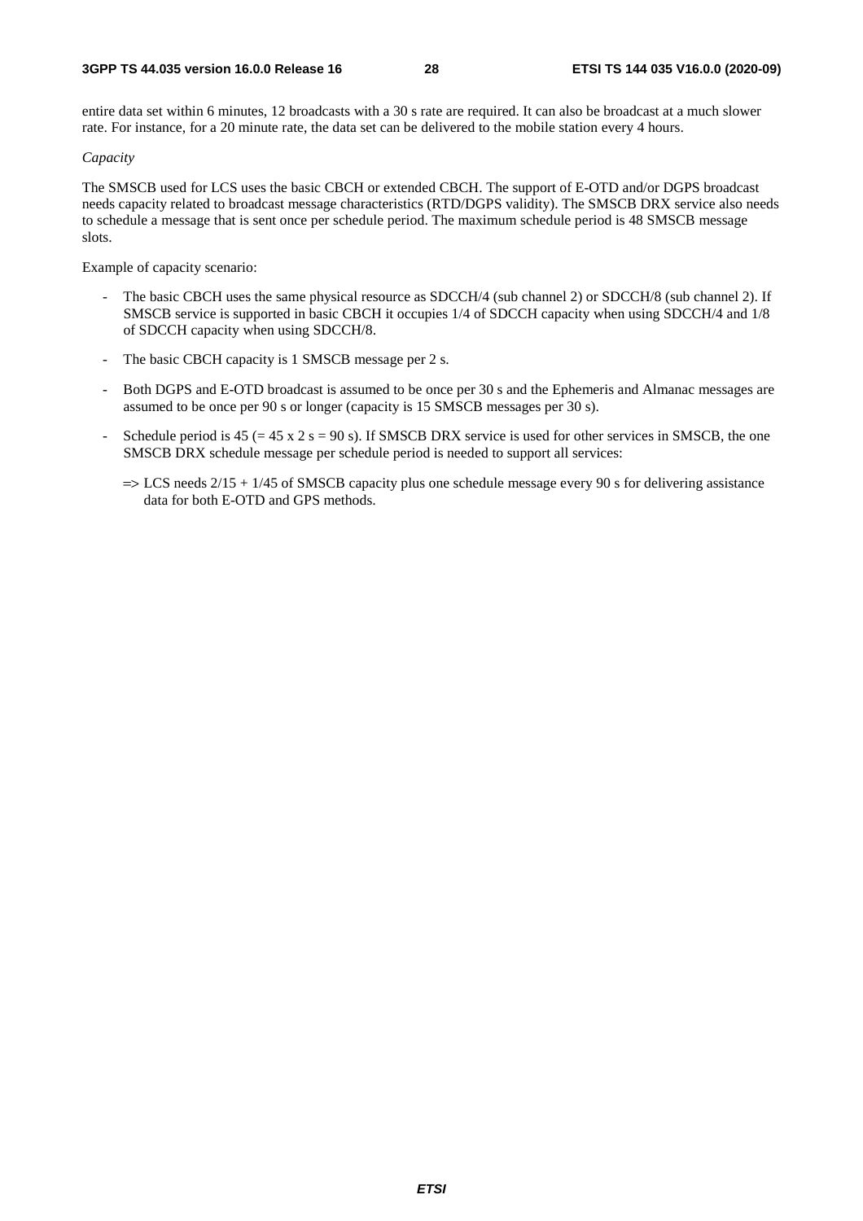entire data set within 6 minutes, 12 broadcasts with a 30 s rate are required. It can also be broadcast at a much slower rate. For instance, for a 20 minute rate, the data set can be delivered to the mobile station every 4 hours.

*Capacity*

The SMSCB used for LCS uses the basic CBCH or extended CBCH. The support of E-OTD and/or DGPS broadcast needs capacity related to broadcast message characteristics (RTD/DGPS validity). The SMSCB DRX service also needs to schedule a message that is sent once per schedule period. The maximum schedule period is 48 SMSCB message slots.

Example of capacity scenario:

- The basic CBCH uses the same physical resource as SDCCH/4 (sub channel 2) or SDCCH/8 (sub channel 2). If SMSCB service is supported in basic CBCH it occupies 1/4 of SDCCH capacity when using SDCCH/4 and 1/8 of SDCCH capacity when using SDCCH/8.
- The basic CBCH capacity is 1 SMSCB message per 2 s.
- Both DGPS and E-OTD broadcast is assumed to be once per 30 s and the Ephemeris and Almanac messages are assumed to be once per 90 s or longer (capacity is 15 SMSCB messages per 30 s).
- Schedule period is 45 (= 45 x 2 s = 90 s). If SMSCB DRX service is used for other services in SMSCB, the one SMSCB DRX schedule message per schedule period is needed to support all services:

  => LCS needs 2/15 + 1/45 of SMSCB capacity plus one schedule message every 90 s for delivering assistance data for both E-OTD and GPS methods.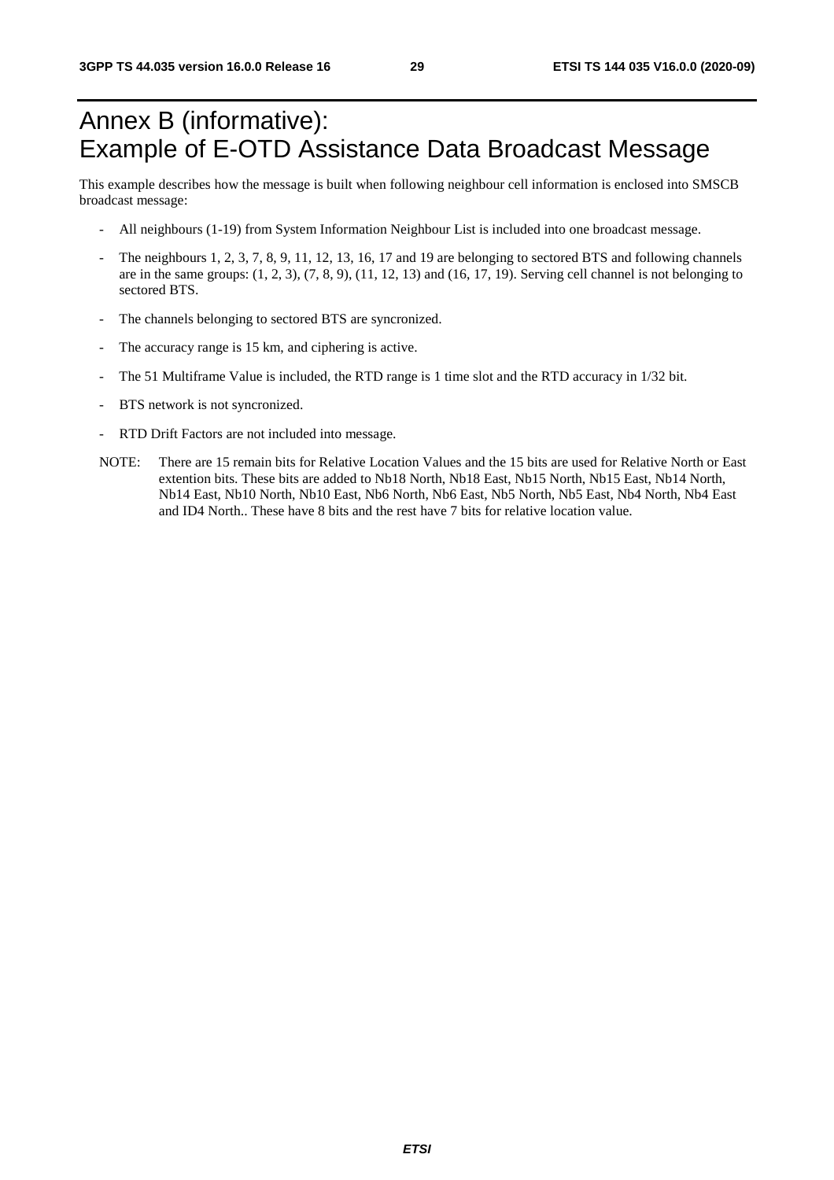# Annex B (informative): Example of E-OTD Assistance Data Broadcast Message

This example describes how the message is built when following neighbour cell information is enclosed into SMSCB broadcast message:

- All neighbours (1-19) from System Information Neighbour List is included into one broadcast message.
- The neighbours 1, 2, 3, 7, 8, 9, 11, 12, 13, 16, 17 and 19 are belonging to sectored BTS and following channels are in the same groups: (1, 2, 3), (7, 8, 9), (11, 12, 13) and (16, 17, 19). Serving cell channel is not belonging to sectored BTS.
- The channels belonging to sectored BTS are syncronized.
- The accuracy range is 15 km, and ciphering is active.
- The 51 Multiframe Value is included, the RTD range is 1 time slot and the RTD accuracy in 1/32 bit.
- BTS network is not syncronized.
- RTD Drift Factors are not included into message.

NOTE: There are 15 remain bits for Relative Location Values and the 15 bits are used for Relative North or East extention bits. These bits are added to Nb18 North, Nb18 East, Nb15 North, Nb15 East, Nb14 North, Nb14 East, Nb10 North, Nb10 East, Nb6 North, Nb6 East, Nb5 North, Nb5 East, Nb4 North, Nb4 East and ID4 North.. These have 8 bits and the rest have 7 bits for relative location value.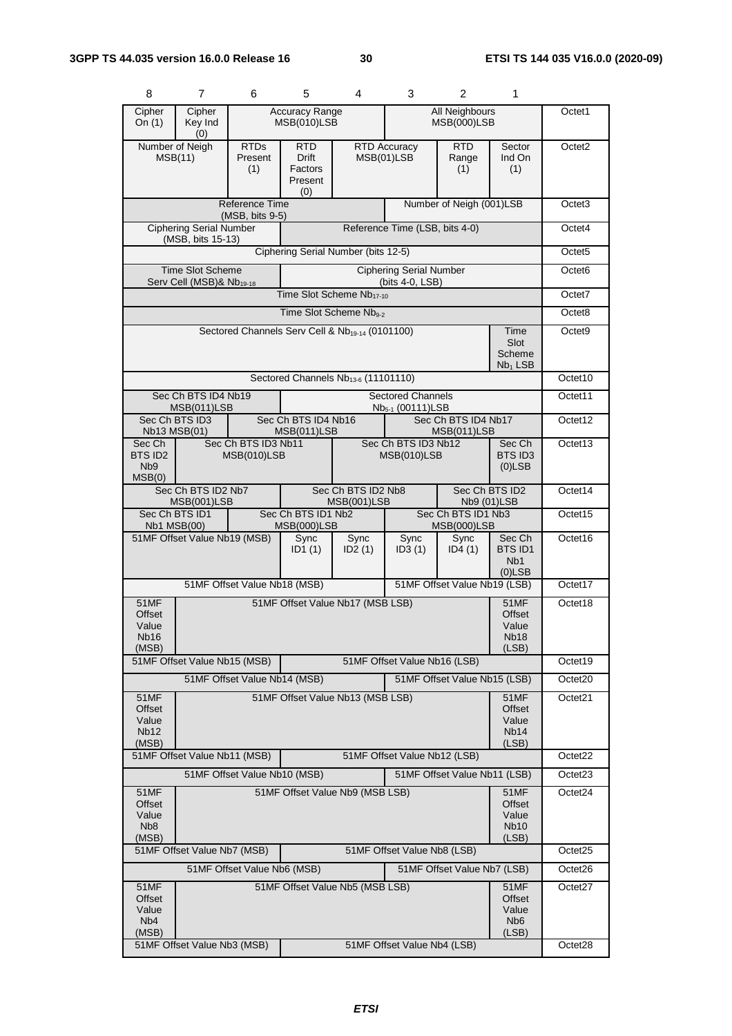| 8 | 7 | 6 | 5 | 4 | 3 | 2 | 1 | |
|---|---|---|---|---|---|---|---|---|
| Cipher On (1) | Cipher Key Ind (0) | Accuracy Range MSB(010)LSB | | | All Neighbours MSB(000)LSB | | | Octet1 |
| Number of Neigh MSB(11) | | RTDs Present (1) | RTD Drift Factors Present (0) | RTD Accuracy MSB(01)LSB | | RTD Range (1) | Sector Ind On (1) | Octet2 |
| Reference Time (MSB, bits 9-5) | | | | | Number of Neigh (001)LSB | | | Octet3 |
| Ciphering Serial Number (MSB, bits 15-13) | | | Reference Time (LSB, bits 4-0) | | | | | Octet4 |
| Ciphering Serial Number (bits 12-5) | | | | | | | | Octet5 |
| Time Slot Scheme Serv Cell (MSB)& $Nb_{19-18}$ | | | Ciphering Serial Number (bits 4-0, LSB) | | | | | Octet6 |
| Time Slot Scheme $Nb_{17-10}$ | | | | | | | | Octet7 |
| Time Slot Scheme $Nb_{9-2}$ | | | | | | | | Octet8 |
| Sectored Channels Serv Cell & $Nb_{19-14}$ (0101100) | | | | | | | Time Slot Scheme $Nb_1$ LSB | Octet9 |
| Sectored Channels $Nb_{13-6}$ (11101110) | | | | | | | | Octet10 |
| Sec Ch BTS ID4 Nb19 MSB(011)LSB | | | Sectored Channels $Nb_{5-1}$ (00111)LSB | | | | | Octet11 |
| Sec Ch BTS ID3 Nb13 MSB(01) | | Sec Ch BTS ID4 Nb16 MSB(011)LSB | | | Sec Ch BTS ID4 Nb17 MSB(011)LSB | | | Octet12 |
| Sec Ch BTS ID2 Nb9 MSB(0) | Sec Ch BTS ID3 Nb11 MSB(010)LSB | | | Sec Ch BTS ID3 Nb12 MSB(010)LSB | | | Sec Ch BTS ID3 (0)LSB | Octet13 |
| Sec Ch BTS ID2 Nb7 MSB(001)LSB | | | Sec Ch BTS ID2 Nb8 MSB(001)LSB | | | Sec Ch BTS ID2 Nb9 (01)LSB | | Octet14 |
| Sec Ch BTS ID1 Nb1 MSB(00) | | Sec Ch BTS ID1 Nb2 MSB(000)LSB | | | Sec Ch BTS ID1 Nb3 MSB(000)LSB | | | Octet15 |
| 51MF Offset Value Nb19 (MSB) | | | Sync ID1 (1) | Sync ID2 (1) | Sync ID3 (1) | Sync ID4 (1) | Sec Ch BTS ID1 Nb1 (0)LSB | Octet16 |
| 51MF Offset Value Nb18 (MSB) | | | | | 51MF Offset Value Nb19 (LSB) | | | Octet17 |
| 51MF Offset Value Nb16 (MSB) | 51MF Offset Value Nb17 (MSB LSB) | | | | | | 51MF Offset Value Nb18 (LSB) | Octet18 |
| 51MF Offset Value Nb15 (MSB) | | | 51MF Offset Value Nb16 (LSB) | | | | | Octet19 |
| 51MF Offset Value Nb14 (MSB) | | | | | 51MF Offset Value Nb15 (LSB) | | | Octet20 |
| 51MF Offset Value Nb12 (MSB) | 51MF Offset Value Nb13 (MSB LSB) | | | | | | 51MF Offset Value Nb14 (LSB) | Octet21 |
| 51MF Offset Value Nb11 (MSB) | | | 51MF Offset Value Nb12 (LSB) | | | | | Octet22 |
| 51MF Offset Value Nb10 (MSB) | | | | | 51MF Offset Value Nb11 (LSB) | | | Octet23 |
| 51MF Offset Value Nb8 (MSB) | 51MF Offset Value Nb9 (MSB LSB) | | | | | | 51MF Offset Value Nb10 (LSB) | Octet24 |
| 51MF Offset Value Nb7 (MSB) | | | 51MF Offset Value Nb8 (LSB) | | | | | Octet25 |
| 51MF Offset Value Nb6 (MSB) | | | | | 51MF Offset Value Nb7 (LSB) | | | Octet26 |
| 51MF Offset Value Nb4 (MSB) | 51MF Offset Value Nb5 (MSB LSB) | | | | | | 51MF Offset Value Nb6 (LSB) | Octet27 |
| 51MF Offset Value Nb3 (MSB) | | | 51MF Offset Value Nb4 (LSB) | | | | | Octet28 |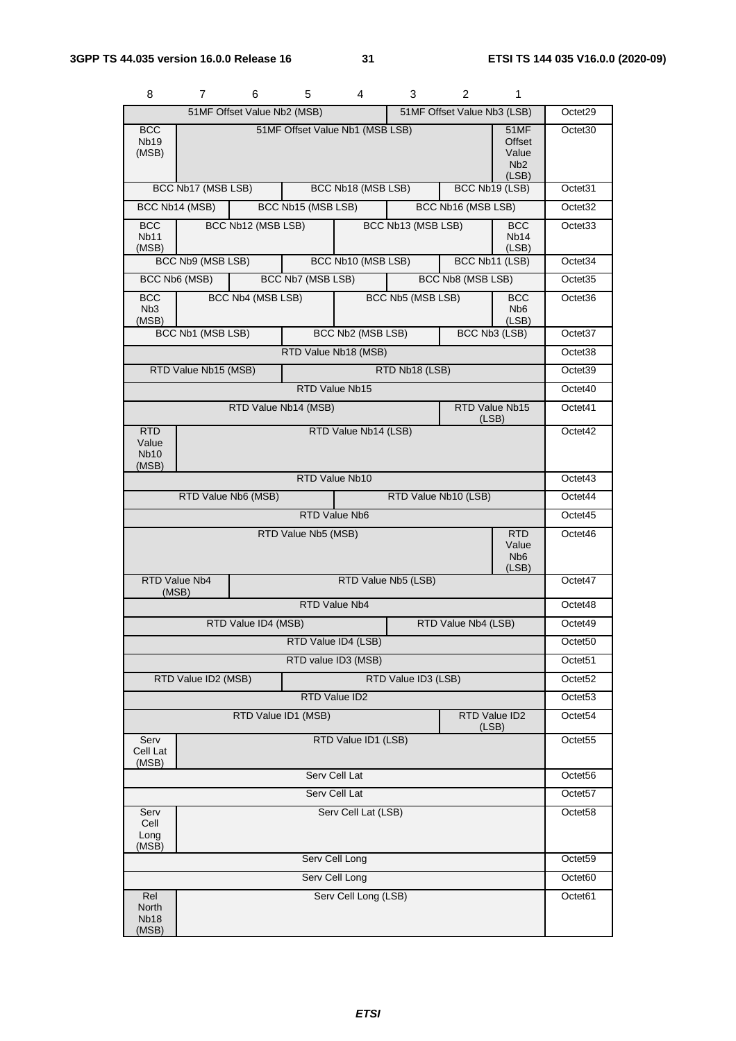| 8 | 7 | 6 | 5 | 4 | 3 | 2 | 1 | |
|---|---|---|---|---|---|---|---|---|
| 51MF Offset Value Nb2 (MSB) | | | | | 51MF Offset Value Nb3 (LSB) | | | Octet29 |
| BCC Nb19 (MSB) | 51MF Offset Value Nb1 (MSB LSB) | | | | | | 51MF Offset Value Nb2 (LSB) | Octet30 |
| BCC Nb17 (MSB LSB) | | | BCC Nb18 (MSB LSB) | | | BCC Nb19 (LSB) | | Octet31 |
| BCC Nb14 (MSB) | | BCC Nb15 (MSB LSB) | | | BCC Nb16 (MSB LSB) | | | Octet32 |
| BCC Nb11 (MSB) | BCC Nb12 (MSB LSB) | | | BCC Nb13 (MSB LSB) | | | BCC Nb14 (LSB) | Octet33 |
| BCC Nb9 (MSB LSB) | | | BCC Nb10 (MSB LSB) | | | BCC Nb11 (LSB) | | Octet34 |
| BCC Nb6 (MSB) | | BCC Nb7 (MSB LSB) | | | BCC Nb8 (MSB LSB) | | | Octet35 |
| BCC Nb3 (MSB) | BCC Nb4 (MSB LSB) | | | BCC Nb5 (MSB LSB) | | | BCC Nb6 (LSB) | Octet36 |
| BCC Nb1 (MSB LSB) | | | BCC Nb2 (MSB LSB) | | | BCC Nb3 (LSB) | | Octet37 |
| RTD Value Nb18 (MSB) | | | | | | | | Octet38 |
| RTD Value Nb15 (MSB) | | | RTD Nb18 (LSB) | | | | | Octet39 |
| RTD Value Nb15 | | | | | | | | Octet40 |
| RTD Value Nb14 (MSB) | | | | | | RTD Value Nb15 (LSB) | | Octet41 |
| RTD Value Nb10 (MSB) | RTD Value Nb14 (LSB) | | | | | | | Octet42 |
| RTD Value Nb10 | | | | | | | | Octet43 |
| RTD Value Nb6 (MSB) | | | | RTD Value Nb10 (LSB) | | | | Octet44 |
| RTD Value Nb6 | | | | | | | | Octet45 |
| RTD Value Nb5 (MSB) | | | | | | | RTD Value Nb6 (LSB) | Octet46 |
| RTD Value Nb4 (MSB) | | RTD Value Nb5 (LSB) | | | | | | Octet47 |
| RTD Value Nb4 | | | | | | | | Octet48 |
| RTD Value ID4 (MSB) | | | | | RTD Value Nb4 (LSB) | | | Octet49 |
| RTD Value ID4 (LSB) | | | | | | | | Octet50 |
| RTD value ID3 (MSB) | | | | | | | | Octet51 |
| RTD Value ID2 (MSB) | | | RTD Value ID3 (LSB) | | | | | Octet52 |
| RTD Value ID2 | | | | | | | | Octet53 |
| RTD Value ID1 (MSB) | | | | | | RTD Value ID2 (LSB) | | Octet54 |
| Serv Cell Lat (MSB) | RTD Value ID1 (LSB) | | | | | | | Octet55 |
| Serv Cell Lat | | | | | | | | Octet56 |
| Serv Cell Lat | | | | | | | | Octet57 |
| Serv Cell Long (MSB) | Serv Cell Lat (LSB) | | | | | | | Octet58 |
| Serv Cell Long | | | | | | | | Octet59 |
| Serv Cell Long | | | | | | | | Octet60 |
| Rel North Nb18 (MSB) | Serv Cell Long (LSB) | | | | | | | Octet61 |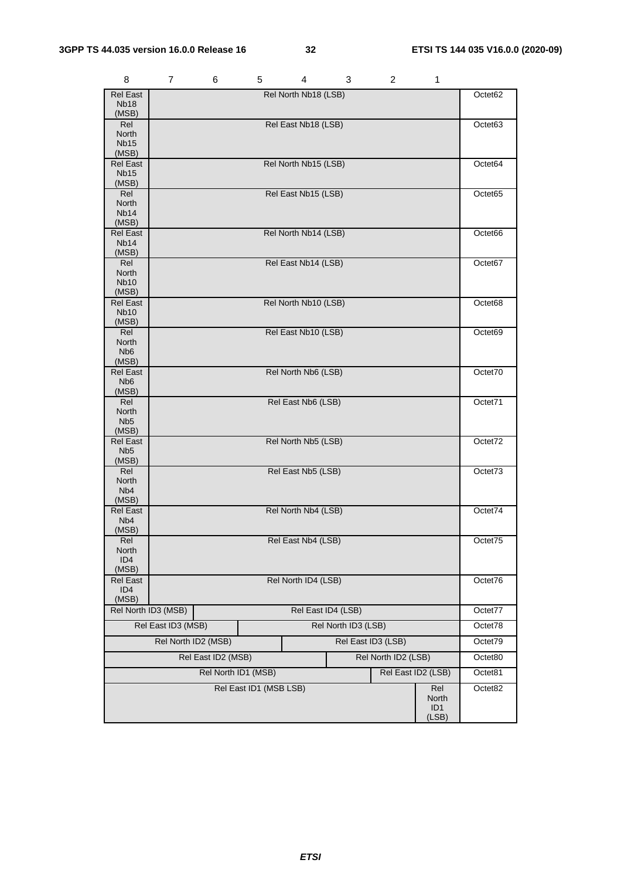| 8 | 7 | 6 | 5 | 4 | 3 | 2 | 1 | |
|---|---|---|---|---|---|---|---|---|
| Rel East Nb18 (MSB) | Rel North Nb18 (LSB) | | | | | | | Octet62 |
| Rel North Nb15 (MSB) | Rel East Nb18 (LSB) | | | | | | | Octet63 |
| Rel East Nb15 (MSB) | Rel North Nb15 (LSB) | | | | | | | Octet64 |
| Rel North Nb14 (MSB) | Rel East Nb15 (LSB) | | | | | | | Octet65 |
| Rel East Nb14 (MSB) | Rel North Nb14 (LSB) | | | | | | | Octet66 |
| Rel North Nb10 (MSB) | Rel East Nb14 (LSB) | | | | | | | Octet67 |
| Rel East Nb10 (MSB) | Rel North Nb10 (LSB) | | | | | | | Octet68 |
| Rel North Nb6 (MSB) | Rel East Nb10 (LSB) | | | | | | | Octet69 |
| Rel East Nb6 (MSB) | Rel North Nb6 (LSB) | | | | | | | Octet70 |
| Rel North Nb5 (MSB) | Rel East Nb6 (LSB) | | | | | | | Octet71 |
| Rel East Nb5 (MSB) | Rel North Nb5 (LSB) | | | | | | | Octet72 |
| Rel North Nb4 (MSB) | Rel East Nb5 (LSB) | | | | | | | Octet73 |
| Rel East Nb4 (MSB) | Rel North Nb4 (LSB) | | | | | | | Octet74 |
| Rel North ID4 (MSB) | Rel East Nb4 (LSB) | | | | | | | Octet75 |
| Rel East ID4 (MSB) | Rel North ID4 (LSB) | | | | | | | Octet76 |
| Rel North ID3 (MSB) | | Rel East ID4 (LSB) | | | | | | Octet77 |
| Rel East ID3 (MSB) | | | Rel North ID3 (LSB) | | | | | Octet78 |
| Rel North ID2 (MSB) | | | | Rel East ID3 (LSB) | | | | Octet79 |
| Rel East ID2 (MSB) | | | | | Rel North ID2 (LSB) | | | Octet80 |
| Rel North ID1 (MSB) | | | | | | Rel East ID2 (LSB) | | Octet81 |
| Rel East ID1 (MSB LSB) | | | | | | | Rel North ID1 (LSB) | Octet82 |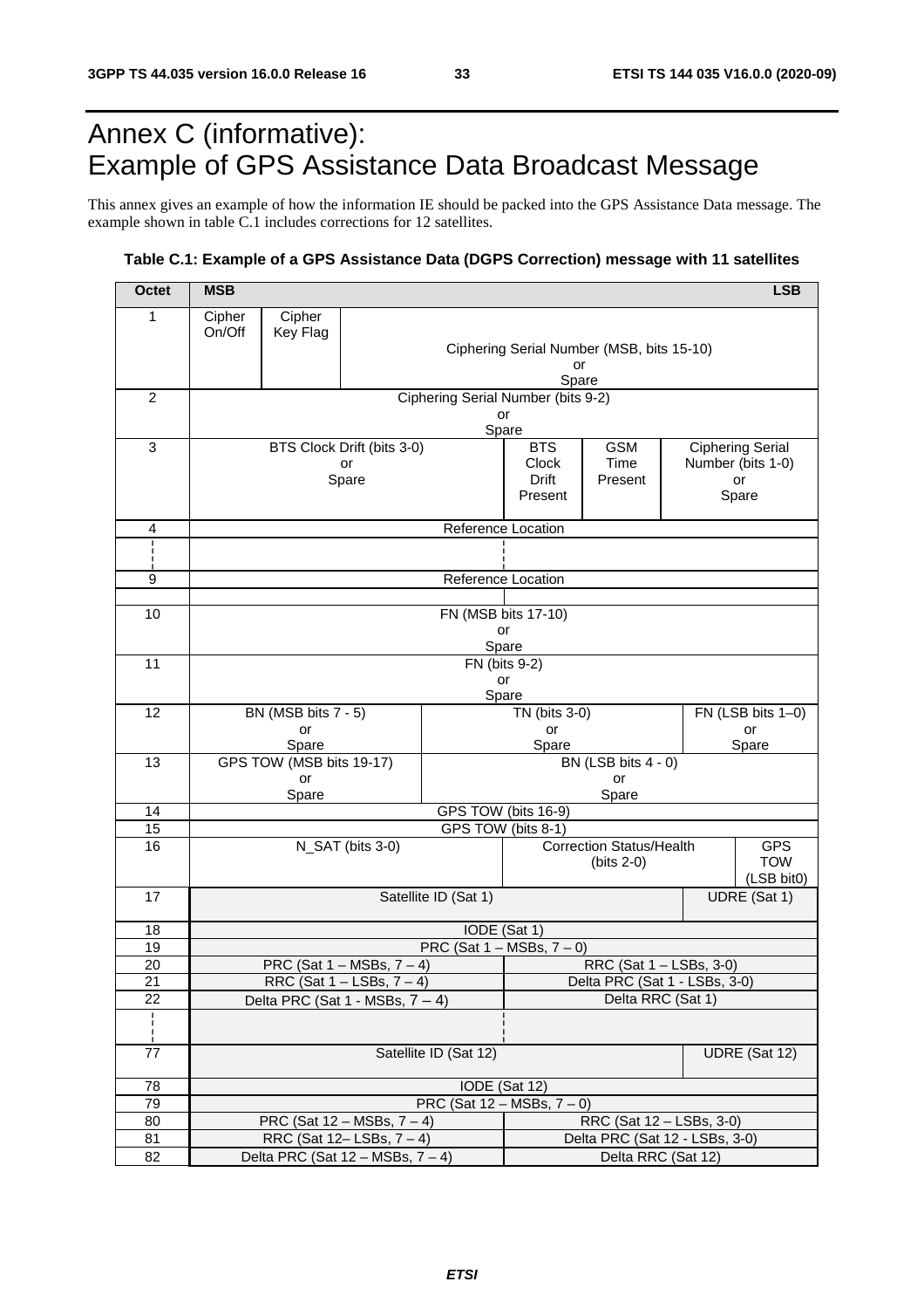# Annex C (informative): Example of GPS Assistance Data Broadcast Message

This annex gives an example of how the information IE should be packed into the GPS Assistance Data message. The example shown in table C.1 includes corrections for 12 satellites.

**Table C.1: Example of a GPS Assistance Data (DGPS Correction) message with 11 satellites**

| Octet | MSB | | | | | | | LSB |
|---|---|---|---|---|---|---|---|---|
| 1 | Cipher On/Off | Cipher Key Flag | Ciphering Serial Number (MSB, bits 15-10) or Spare | | | | | |
| 2 | Ciphering Serial Number (bits 9-2) or Spare | | | | | | | |
| 3 | BTS Clock Drift (bits 3-0) or Spare | | | | BTS Clock Drift Present | GSM Time Present | Ciphering Serial Number (bits 1-0) or Spare | |
| 4 | Reference Location | | | | | | | |
| ¦ | | | | | | | | |
| 9 | Reference Location | | | | | | | |
| | | | | | | | | |
| 10 | FN (MSB bits 17-10) or Spare | | | | | | | |
| 11 | FN (bits 9-2) or Spare | | | | | | | |
| 12 | BN (MSB bits 7 - 5) or Spare | | | TN (bits 3-0) or Spare | | | FN (LSB bits 1–0) or Spare | |
| 13 | GPS TOW (MSB bits 19-17) or Spare | | | BN (LSB bits 4 - 0) or Spare | | | | |
| 14 | GPS TOW (bits 16-9) | | | | | | | |
| 15 | GPS TOW (bits 8-1) | | | | | | | |
| 16 | N_SAT (bits 3-0) | | | | Correction Status/Health (bits 2-0) | | | GPS TOW (LSB bit0) |
| 17 | Satellite ID (Sat 1) | | | | | | UDRE (Sat 1) | |
| 18 | IODE (Sat 1) | | | | | | | |
| 19 | PRC (Sat 1 – MSBs, 7 – 0) | | | | | | | |
| 20 | PRC (Sat 1 – MSBs, 7 – 4) | | | | RRC (Sat 1 – LSBs, 3-0) | | | |
| 21 | RRC (Sat 1 – LSBs, 7 – 4) | | | | Delta PRC (Sat 1 - LSBs, 3-0) | | | |
| 22 | Delta PRC (Sat 1 - MSBs, 7 – 4) | | | | Delta RRC (Sat 1) | | | |
| ¦ | | | | | | | | |
| 77 | Satellite ID (Sat 12) | | | | | | UDRE (Sat 12) | |
| 78 | IODE (Sat 12) | | | | | | | |
| 79 | PRC (Sat 12 – MSBs, 7 – 0) | | | | | | | |
| 80 | PRC (Sat 12 – MSBs, 7 – 4) | | | | RRC (Sat 12 – LSBs, 3-0) | | | |
| 81 | RRC (Sat 12– LSBs, 7 – 4) | | | | Delta PRC (Sat 12 - LSBs, 3-0) | | | |
| 82 | Delta PRC (Sat 12 – MSBs, 7 – 4) | | | | Delta RRC (Sat 12) | | | |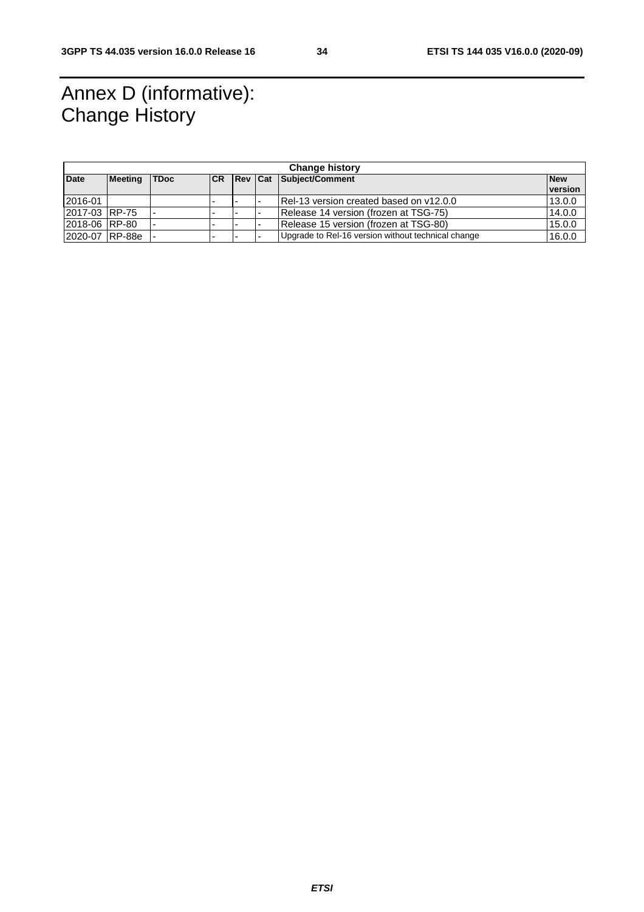# Annex D (informative): Change History

| Change history | | | | | | | |
|---|---|---|---|---|---|---|---|
| **Date** | **Meeting** | **TDoc** | **CR** | **Rev** | **Cat** | **Subject/Comment** | **New version** |
| 2016-01 | | | - | - | - | Rel-13 version created based on v12.0.0 | 13.0.0 |
| 2017-03 | RP-75 | - | - | - | - | Release 14 version (frozen at TSG-75) | 14.0.0 |
| 2018-06 | RP-80 | - | - | - | - | Release 15 version (frozen at TSG-80) | 15.0.0 |
| 2020-07 | RP-88e | - | - | - | - | Upgrade to Rel-16 version without technical change | 16.0.0 |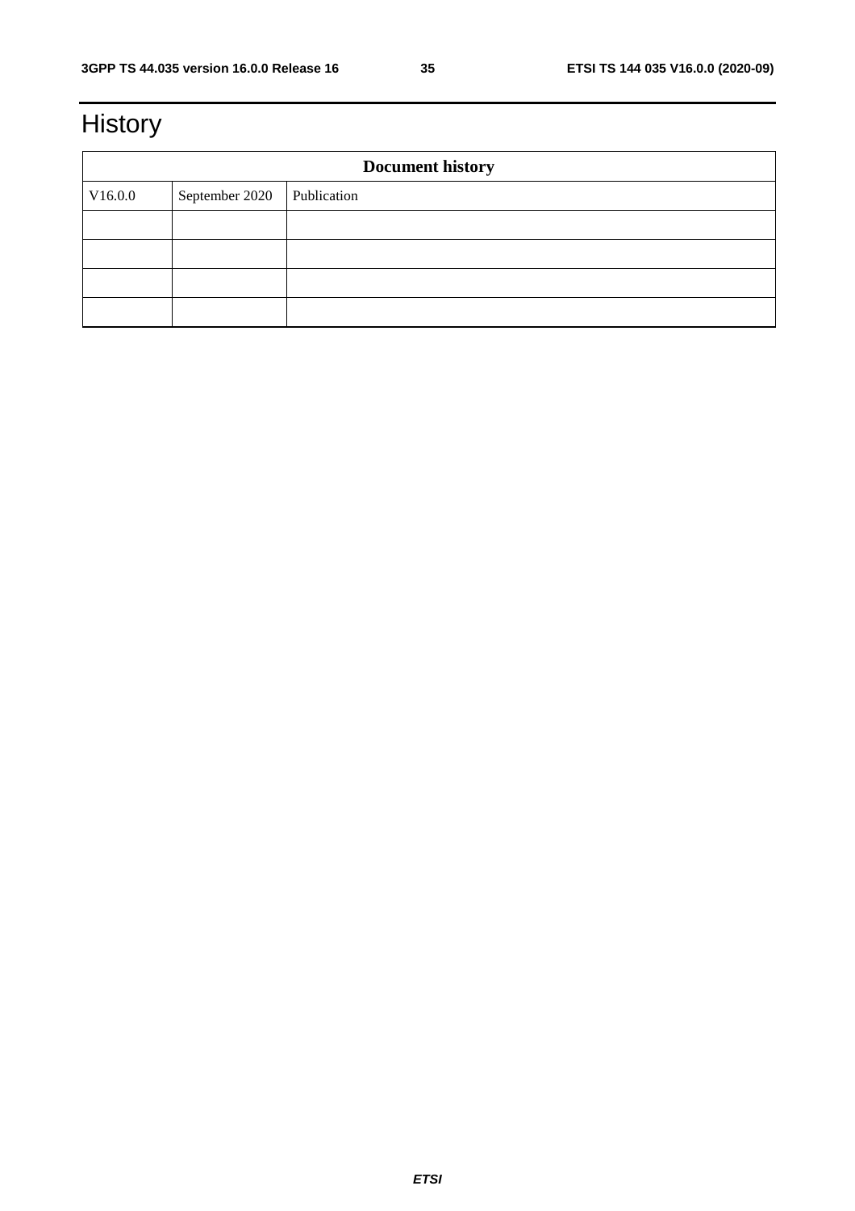# History

| Document history | | |
|---|---|---|
| V16.0.0 | September 2020 | Publication |
| | | |
| | | |
| | | |
| | | |